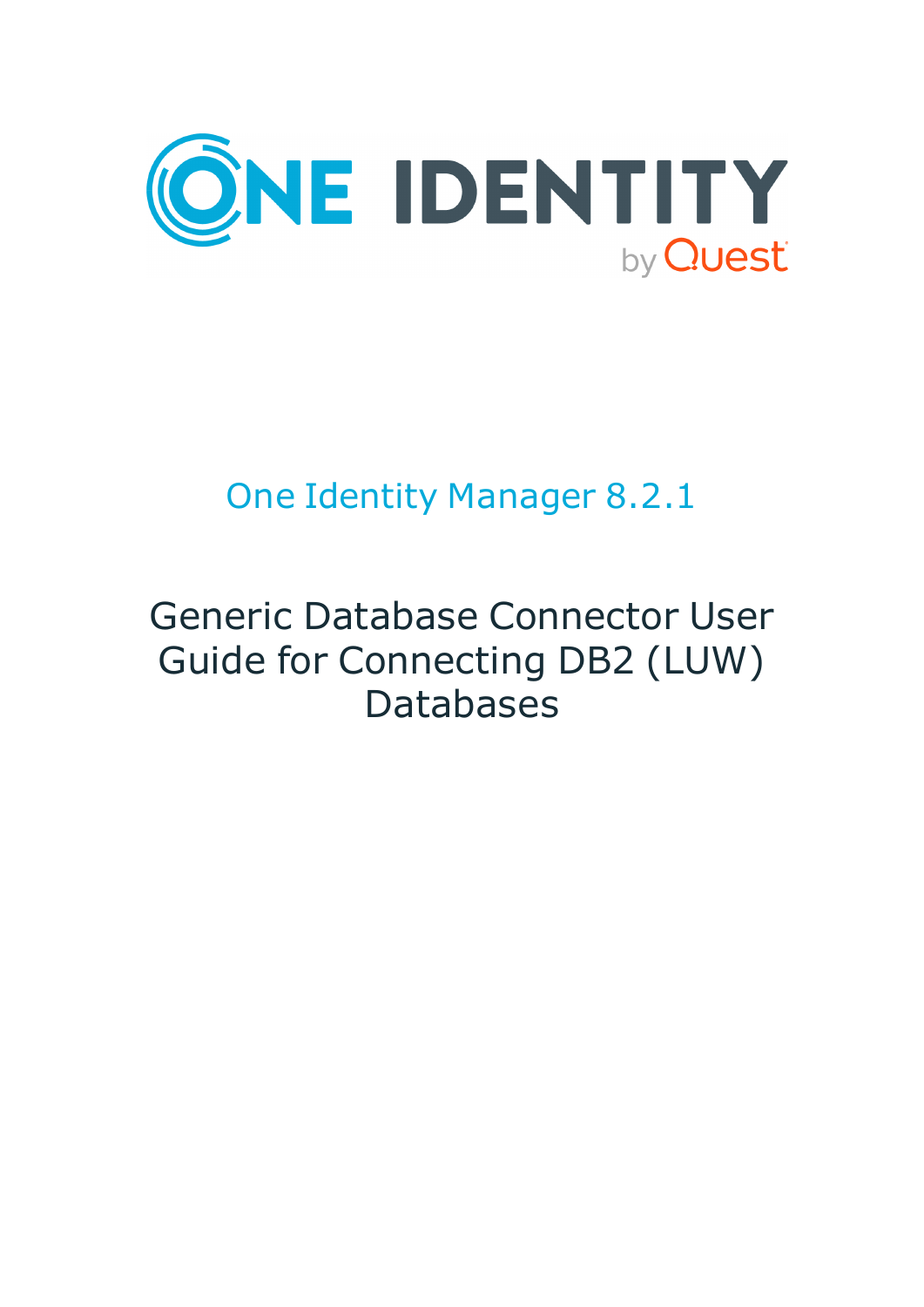# One Identity Manager 8.2.1

## Generic Database Connector User Guide for Connecting DB2 (LUW) Databases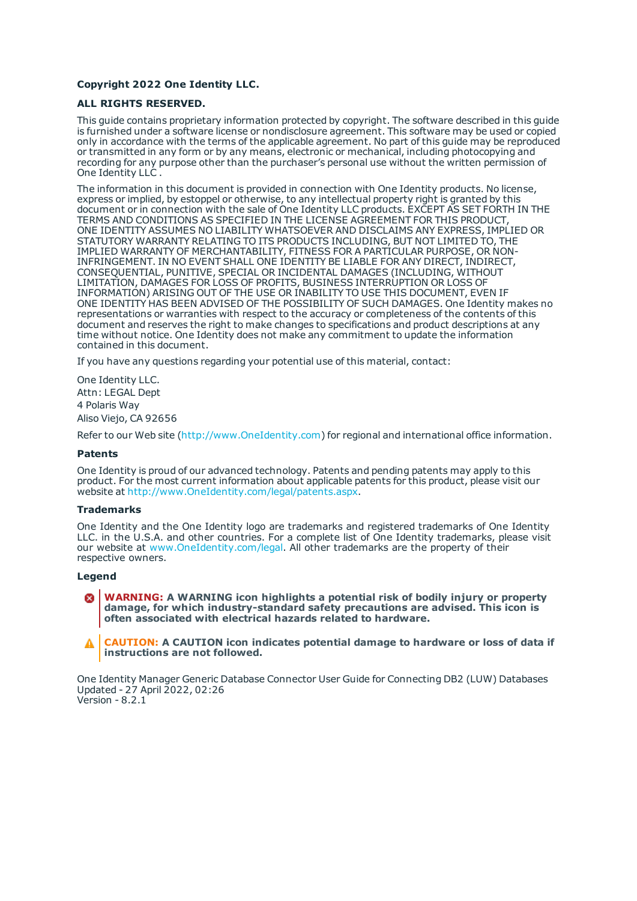**Copyright 2022 One Identity LLC.**

**ALL RIGHTS RESERVED.**

This guide contains proprietary information protected by copyright. The software described in this guide is furnished under a software license or nondisclosure agreement. This software may be used or copied only in accordance with the terms of the applicable agreement. No part of this guide may be reproduced or transmitted in any form or by any means, electronic or mechanical, including photocopying and recording for any purpose other than the purchaser's personal use without the written permission of One Identity LLC .

The information in this document is provided in connection with One Identity products. No license, express or implied, by estoppel or otherwise, to any intellectual property right is granted by this document or in connection with the sale of One Identity LLC products. EXCEPT AS SET FORTH IN THE TERMS AND CONDITIONS AS SPECIFIED IN THE LICENSE AGREEMENT FOR THIS PRODUCT, ONE IDENTITY ASSUMES NO LIABILITY WHATSOEVER AND DISCLAIMS ANY EXPRESS, IMPLIED OR STATUTORY WARRANTY RELATING TO ITS PRODUCTS INCLUDING, BUT NOT LIMITED TO, THE IMPLIED WARRANTY OF MERCHANTABILITY, FITNESS FOR A PARTICULAR PURPOSE, OR NON-INFRINGEMENT. IN NO EVENT SHALL ONE IDENTITY BE LIABLE FOR ANY DIRECT, INDIRECT, CONSEQUENTIAL, PUNITIVE, SPECIAL OR INCIDENTAL DAMAGES (INCLUDING, WITHOUT LIMITATION, DAMAGES FOR LOSS OF PROFITS, BUSINESS INTERRUPTION OR LOSS OF INFORMATION) ARISING OUT OF THE USE OR INABILITY TO USE THIS DOCUMENT, EVEN IF ONE IDENTITY HAS BEEN ADVISED OF THE POSSIBILITY OF SUCH DAMAGES. One Identity makes no representations or warranties with respect to the accuracy or completeness of the contents of this document and reserves the right to make changes to specifications and product descriptions at any time without notice. One Identity does not make any commitment to update the information contained in this document.

If you have any questions regarding your potential use of this material, contact:

One Identity LLC.  
Attn: LEGAL Dept  
4 Polaris Way  
Aliso Viejo, CA 92656

Refer to our Web site (http://www.OneIdentity.com) for regional and international office information.

**Patents**

One Identity is proud of our advanced technology. Patents and pending patents may apply to this product. For the most current information about applicable patents for this product, please visit our website at http://www.OneIdentity.com/legal/patents.aspx.

**Trademarks**

One Identity and the One Identity logo are trademarks and registered trademarks of One Identity LLC. in the U.S.A. and other countries. For a complete list of One Identity trademarks, please visit our website at www.OneIdentity.com/legal. All other trademarks are the property of their respective owners.

**Legend**

**WARNING: A WARNING icon highlights a potential risk of bodily injury or property damage, for which industry-standard safety precautions are advised. This icon is often associated with electrical hazards related to hardware.**

**CAUTION: A CAUTION icon indicates potential damage to hardware or loss of data if instructions are not followed.**

One Identity Manager Generic Database Connector User Guide for Connecting DB2 (LUW) Databases  
Updated - 27 April 2022, 02:26  
Version - 8.2.1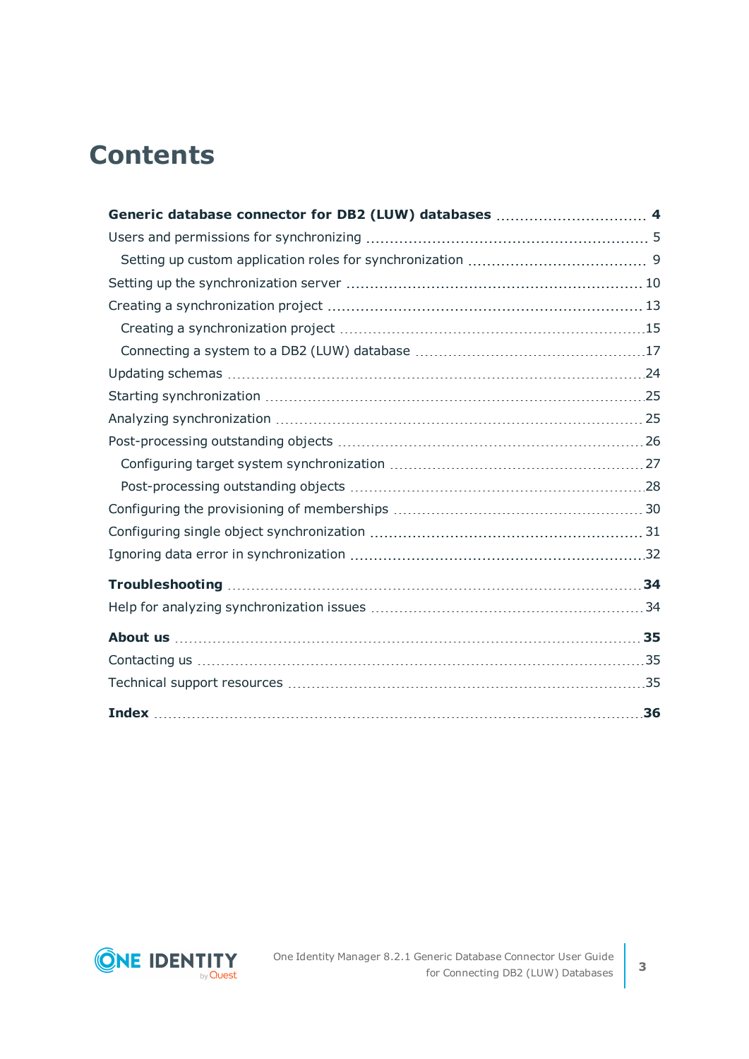# Contents

**Generic database connector for DB2 (LUW) databases** 4

Users and permissions for synchronizing 5

- Setting up custom application roles for synchronization 9

Setting up the synchronization server 10

Creating a synchronization project 13

- Creating a synchronization project 15
- Connecting a system to a DB2 (LUW) database 17

Updating schemas 24

Starting synchronization 25

Analyzing synchronization 25

Post-processing outstanding objects 26

- Configuring target system synchronization 27
- Post-processing outstanding objects 28

Configuring the provisioning of memberships 30

Configuring single object synchronization 31

Ignoring data error in synchronization 32

**Troubleshooting** 34

Help for analyzing synchronization issues 34

**About us** 35

Contacting us 35

Technical support resources 35

**Index** 36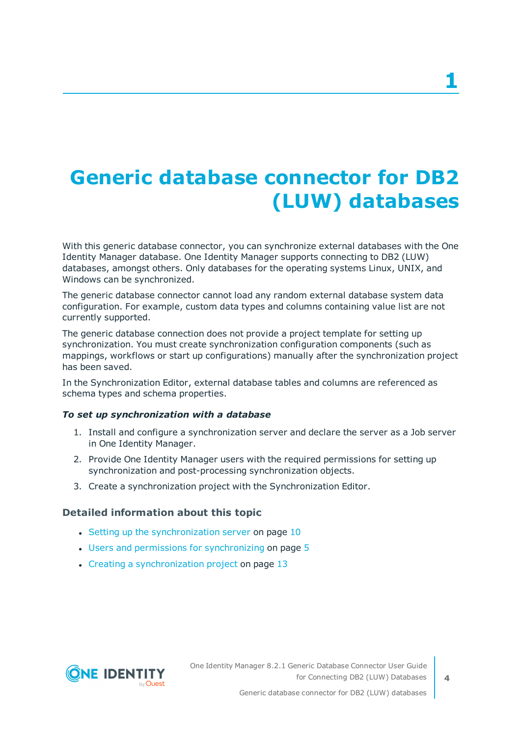# 1 Generic database connector for DB2 (LUW) databases

With this generic database connector, you can synchronize external databases with the One Identity Manager database. One Identity Manager supports connecting to DB2 (LUW) databases, amongst others. Only databases for the operating systems Linux, UNIX, and Windows can be synchronized.

The generic database connector cannot load any random external database system data configuration. For example, custom data types and columns containing value list are not currently supported.

The generic database connection does not provide a project template for setting up synchronization. You must create synchronization configuration components (such as mappings, workflows or start up configurations) manually after the synchronization project has been saved.

In the Synchronization Editor, external database tables and columns are referenced as schema types and schema properties.

***To set up synchronization with a database***

1. Install and configure a synchronization server and declare the server as a Job server in One Identity Manager.
2. Provide One Identity Manager users with the required permissions for setting up synchronization and post-processing synchronization objects.
3. Create a synchronization project with the Synchronization Editor.

### Detailed information about this topic

- Setting up the synchronization server on page 10
- Users and permissions for synchronizing on page 5
- Creating a synchronization project on page 13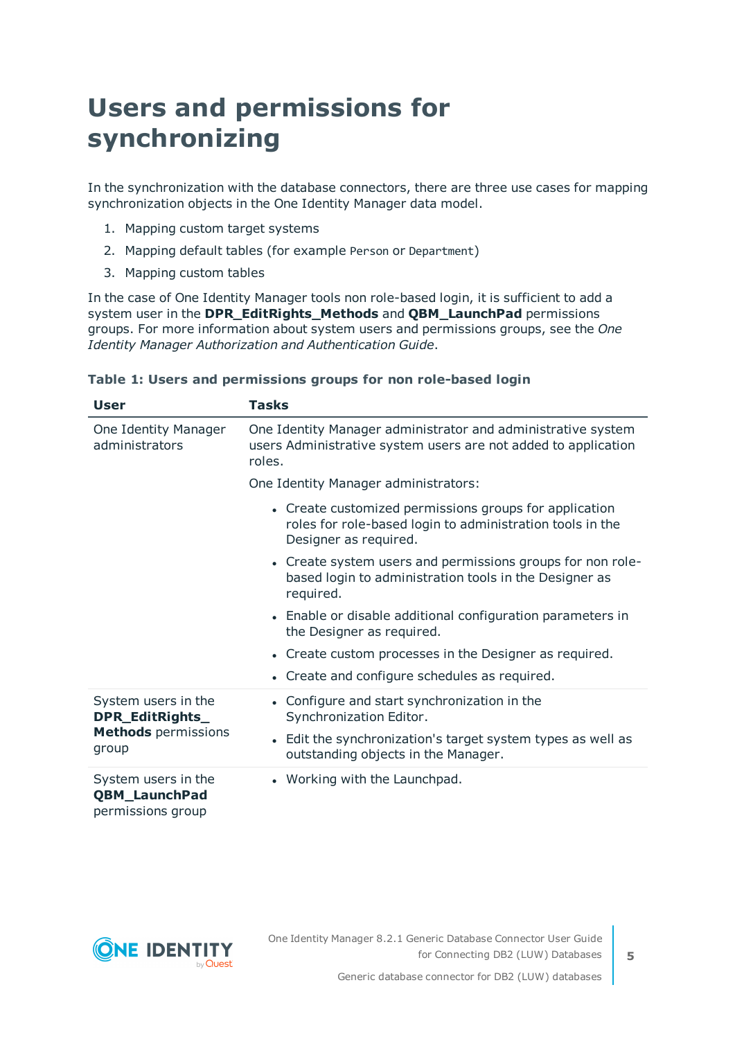# Users and permissions for synchronizing

In the synchronization with the database connectors, there are three use cases for mapping synchronization objects in the One Identity Manager data model.

1. Mapping custom target systems
2. Mapping default tables (for example `Person` or `Department`)
3. Mapping custom tables

In the case of One Identity Manager tools non role-based login, it is sufficient to add a system user in the **DPR_EditRights_Methods** and **QBM_LaunchPad** permissions groups. For more information about system users and permissions groups, see the *One Identity Manager Authorization and Authentication Guide*.

**Table 1: Users and permissions groups for non role-based login**

| User | Tasks |
| --- | --- |
| One Identity Manager administrators | One Identity Manager administrator and administrative system users Administrative system users are not added to application roles.<br><br>One Identity Manager administrators:<br><br>• Create customized permissions groups for application roles for role-based login to administration tools in the Designer as required.<br>• Create system users and permissions groups for non role-based login to administration tools in the Designer as required.<br>• Enable or disable additional configuration parameters in the Designer as required.<br>• Create custom processes in the Designer as required.<br>• Create and configure schedules as required. |
| System users in the **DPR_EditRights_Methods** permissions group | • Configure and start synchronization in the Synchronization Editor.<br>• Edit the synchronization's target system types as well as outstanding objects in the Manager. |
| System users in the **QBM_LaunchPad** permissions group | • Working with the Launchpad. |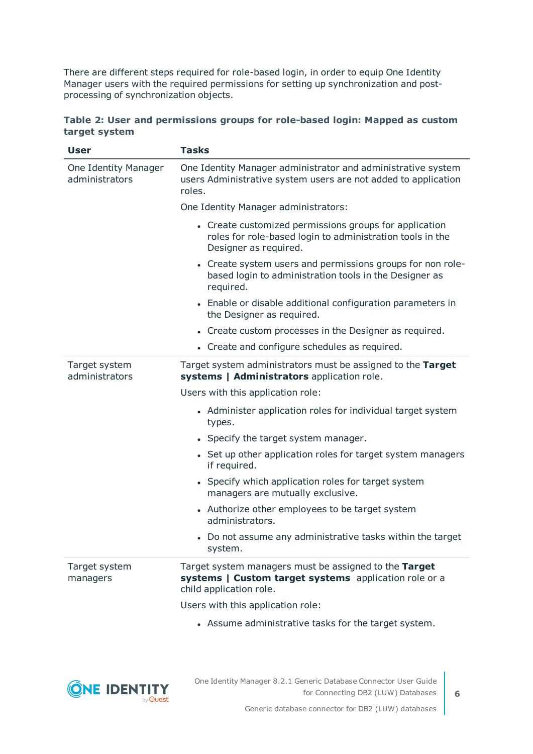There are different steps required for role-based login, in order to equip One Identity Manager users with the required permissions for setting up synchronization and post-processing of synchronization objects.

**Table 2: User and permissions groups for role-based login: Mapped as custom target system**

| User | Tasks |
|---|---|
| One Identity Manager administrators | One Identity Manager administrator and administrative system users Administrative system users are not added to application roles.<br><br>One Identity Manager administrators:<br><ul><li>Create customized permissions groups for application roles for role-based login to administration tools in the Designer as required.</li><li>Create system users and permissions groups for non role-based login to administration tools in the Designer as required.</li><li>Enable or disable additional configuration parameters in the Designer as required.</li><li>Create custom processes in the Designer as required.</li><li>Create and configure schedules as required.</li></ul> |
| Target system administrators | Target system administrators must be assigned to the **Target systems \| Administrators** application role.<br><br>Users with this application role:<br><ul><li>Administer application roles for individual target system types.</li><li>Specify the target system manager.</li><li>Set up other application roles for target system managers if required.</li><li>Specify which application roles for target system managers are mutually exclusive.</li><li>Authorize other employees to be target system administrators.</li><li>Do not assume any administrative tasks within the target system.</li></ul> |
| Target system managers | Target system managers must be assigned to the **Target systems \| Custom target systems** application role or a child application role.<br><br>Users with this application role:<br><ul><li>Assume administrative tasks for the target system.</li></ul> |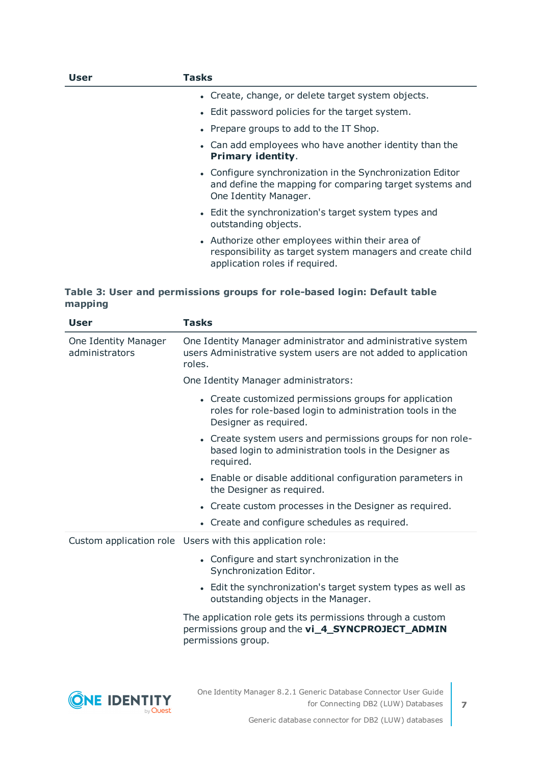| User | Tasks |
|---|---|
| | • Create, change, or delete target system objects.<br>• Edit password policies for the target system.<br>• Prepare groups to add to the IT Shop.<br>• Can add employees who have another identity than the **Primary identity**.<br>• Configure synchronization in the Synchronization Editor and define the mapping for comparing target systems and One Identity Manager.<br>• Edit the synchronization's target system types and outstanding objects.<br>• Authorize other employees within their area of responsibility as target system managers and create child application roles if required. |

**Table 3: User and permissions groups for role-based login: Default table mapping**

| User | Tasks |
|---|---|
| One Identity Manager administrators | One Identity Manager administrator and administrative system users Administrative system users are not added to application roles.<br><br>One Identity Manager administrators:<br>• Create customized permissions groups for application roles for role-based login to administration tools in the Designer as required.<br>• Create system users and permissions groups for non role-based login to administration tools in the Designer as required.<br>• Enable or disable additional configuration parameters in the Designer as required.<br>• Create custom processes in the Designer as required.<br>• Create and configure schedules as required. |
| Custom application role | Users with this application role:<br>• Configure and start synchronization in the Synchronization Editor.<br>• Edit the synchronization's target system types as well as outstanding objects in the Manager.<br><br>The application role gets its permissions through a custom permissions group and the **vi_4_SYNCPROJECT_ADMIN** permissions group. |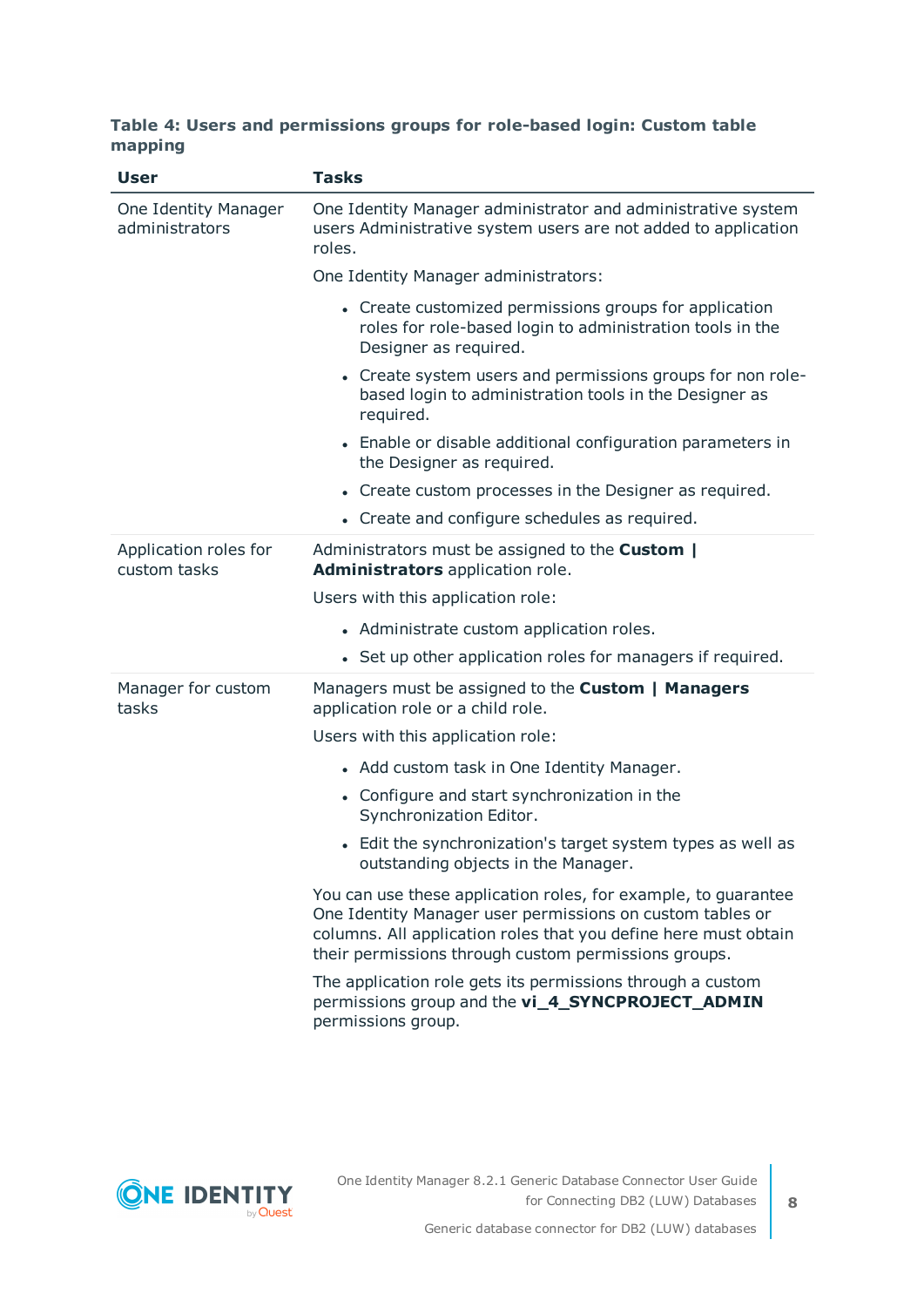**Table 4: Users and permissions groups for role-based login: Custom table mapping**

| User | Tasks |
|---|---|
| One Identity Manager administrators | One Identity Manager administrator and administrative system users Administrative system users are not added to application roles.<br><br>One Identity Manager administrators:<br><br>• Create customized permissions groups for application roles for role-based login to administration tools in the Designer as required.<br>• Create system users and permissions groups for non role-based login to administration tools in the Designer as required.<br>• Enable or disable additional configuration parameters in the Designer as required.<br>• Create custom processes in the Designer as required.<br>• Create and configure schedules as required. |
| Application roles for custom tasks | Administrators must be assigned to the **Custom \| Administrators** application role.<br><br>Users with this application role:<br><br>• Administrate custom application roles.<br>• Set up other application roles for managers if required. |
| Manager for custom tasks | Managers must be assigned to the **Custom \| Managers** application role or a child role.<br><br>Users with this application role:<br><br>• Add custom task in One Identity Manager.<br>• Configure and start synchronization in the Synchronization Editor.<br>• Edit the synchronization's target system types as well as outstanding objects in the Manager.<br><br>You can use these application roles, for example, to guarantee One Identity Manager user permissions on custom tables or columns. All application roles that you define here must obtain their permissions through custom permissions groups.<br><br>The application role gets its permissions through a custom permissions group and the **vi_4_SYNCPROJECT_ADMIN** permissions group. |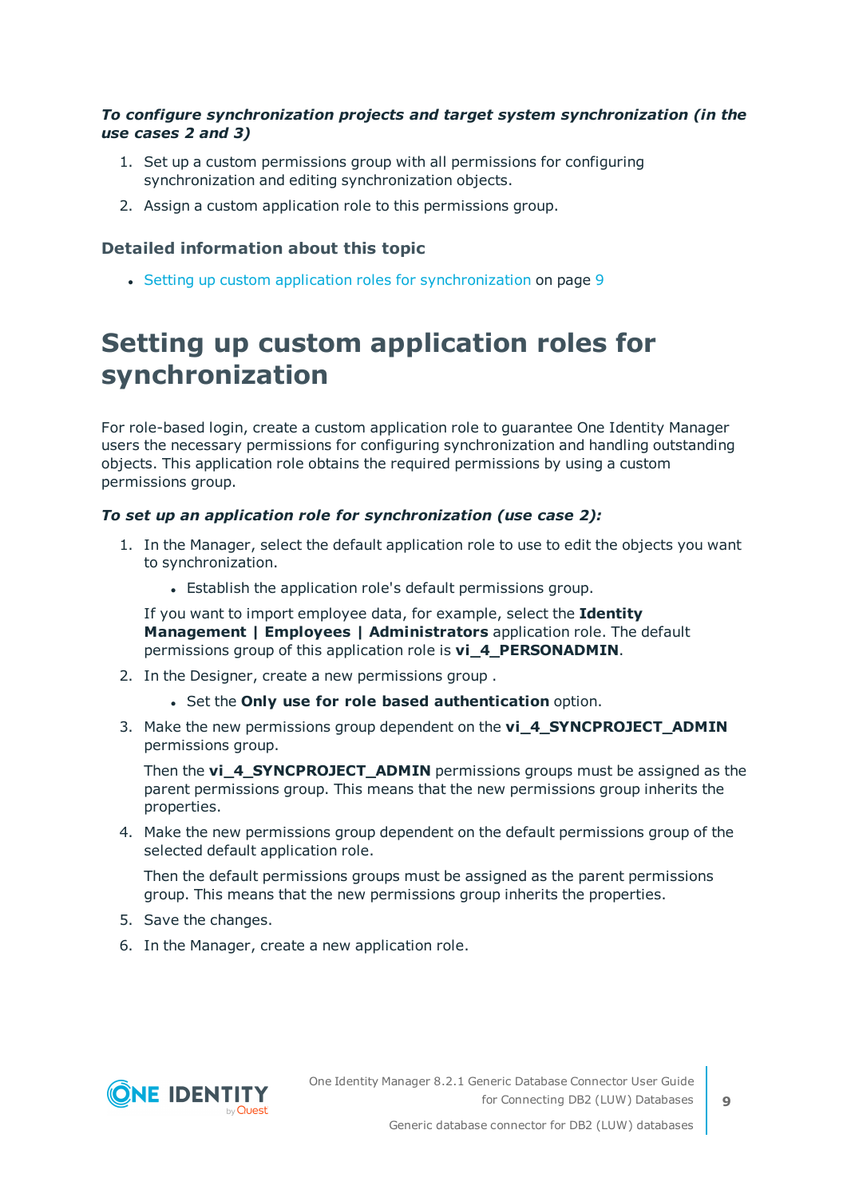***To configure synchronization projects and target system synchronization (in the use cases 2 and 3)***

1. Set up a custom permissions group with all permissions for configuring synchronization and editing synchronization objects.
2. Assign a custom application role to this permissions group.

### Detailed information about this topic

- Setting up custom application roles for synchronization on page 9

# Setting up custom application roles for synchronization

For role-based login, create a custom application role to guarantee One Identity Manager users the necessary permissions for configuring synchronization and handling outstanding objects. This application role obtains the required permissions by using a custom permissions group.

***To set up an application role for synchronization (use case 2):***

1. In the Manager, select the default application role to use to edit the objects you want to synchronization.
   - Establish the application role's default permissions group.

   If you want to import employee data, for example, select the **Identity Management | Employees | Administrators** application role. The default permissions group of this application role is **vi_4_PERSONADMIN**.
2. In the Designer, create a new permissions group .
   - Set the **Only use for role based authentication** option.
3. Make the new permissions group dependent on the **vi_4_SYNCPROJECT_ADMIN** permissions group.

   Then the **vi_4_SYNCPROJECT_ADMIN** permissions groups must be assigned as the parent permissions group. This means that the new permissions group inherits the properties.
4. Make the new permissions group dependent on the default permissions group of the selected default application role.

   Then the default permissions groups must be assigned as the parent permissions group. This means that the new permissions group inherits the properties.
5. Save the changes.
6. In the Manager, create a new application role.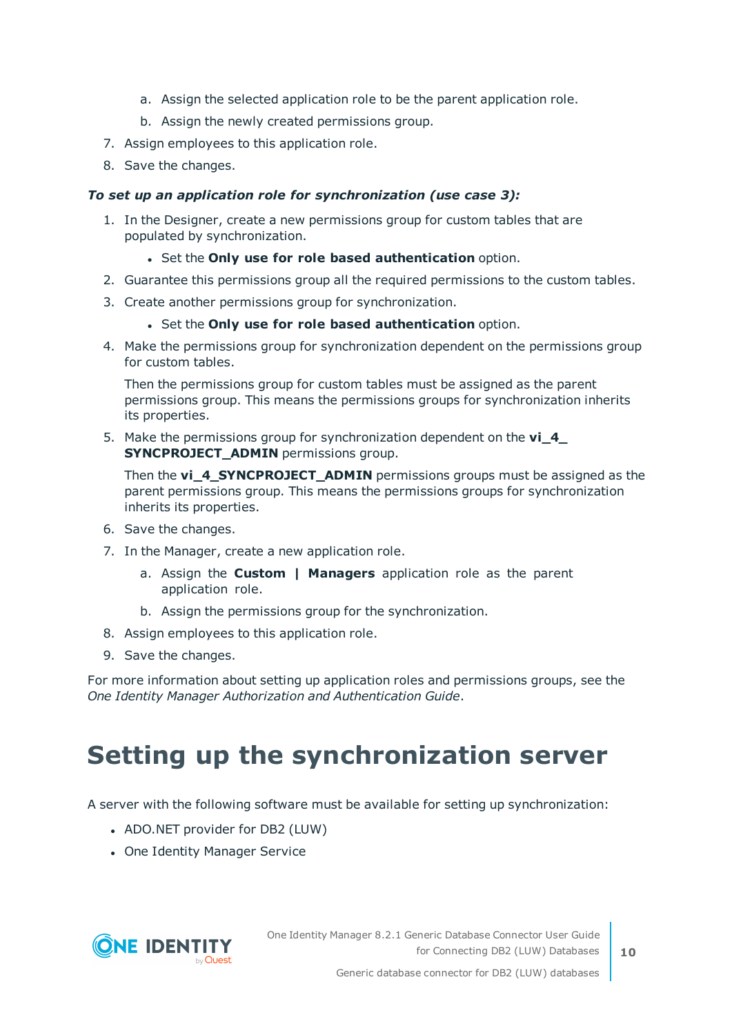a. Assign the selected application role to be the parent application role.
   b. Assign the newly created permissions group.
7. Assign employees to this application role.
8. Save the changes.

***To set up an application role for synchronization (use case 3):***

1. In the Designer, create a new permissions group for custom tables that are populated by synchronization.
   - Set the **Only use for role based authentication** option.
2. Guarantee this permissions group all the required permissions to the custom tables.
3. Create another permissions group for synchronization.
   - Set the **Only use for role based authentication** option.
4. Make the permissions group for synchronization dependent on the permissions group for custom tables.

   Then the permissions group for custom tables must be assigned as the parent permissions group. This means the permissions groups for synchronization inherits its properties.
5. Make the permissions group for synchronization dependent on the **vi_4_SYNCPROJECT_ADMIN** permissions group.

   Then the **vi_4_SYNCPROJECT_ADMIN** permissions groups must be assigned as the parent permissions group. This means the permissions groups for synchronization inherits its properties.
6. Save the changes.
7. In the Manager, create a new application role.
   a. Assign the **Custom | Managers** application role as the parent application role.
   b. Assign the permissions group for the synchronization.
8. Assign employees to this application role.
9. Save the changes.

For more information about setting up application roles and permissions groups, see the *One Identity Manager Authorization and Authentication Guide*.

# Setting up the synchronization server

A server with the following software must be available for setting up synchronization:

- ADO.NET provider for DB2 (LUW)
- One Identity Manager Service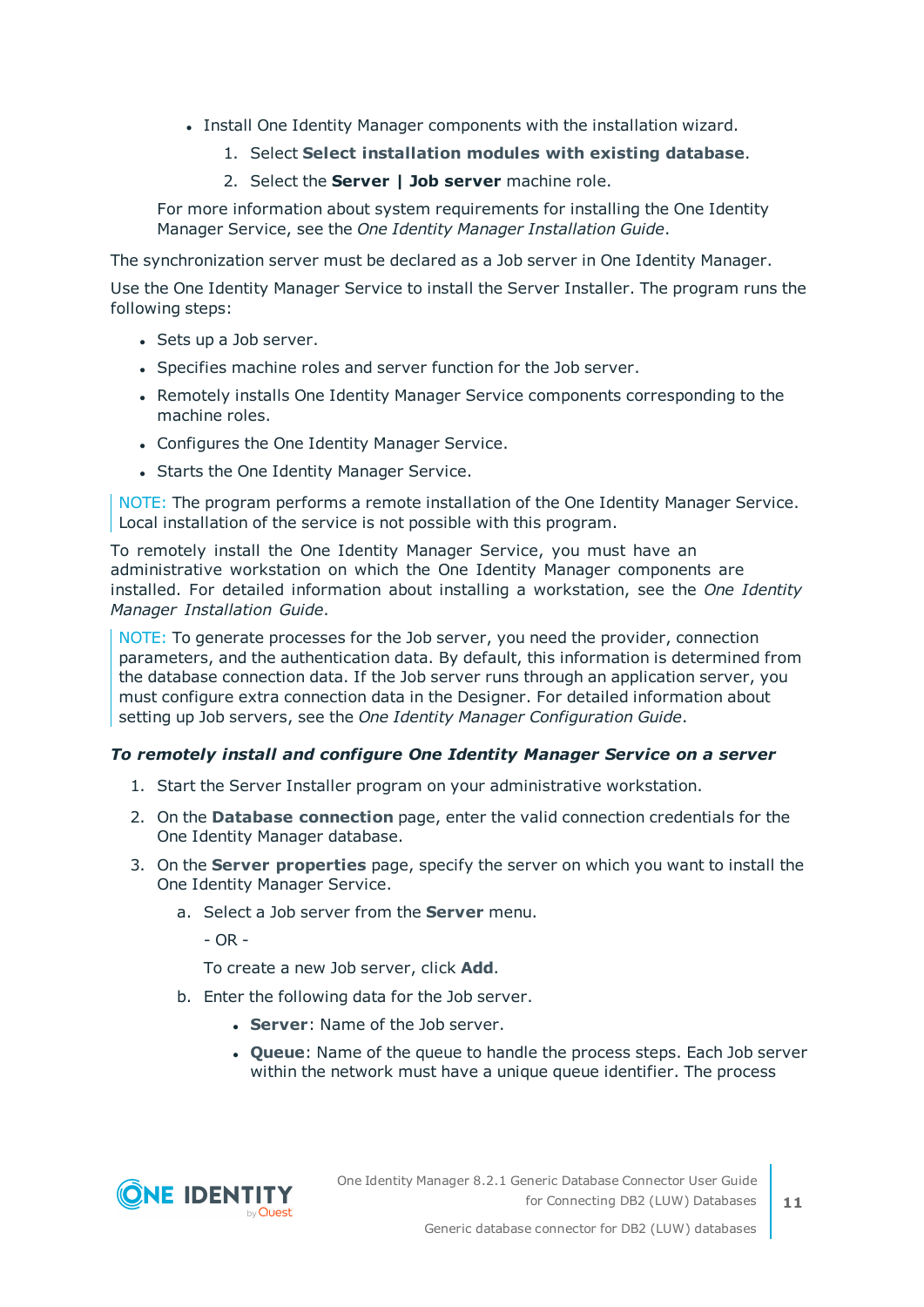- Install One Identity Manager components with the installation wizard.
    1. Select **Select installation modules with existing database**.
    2. Select the **Server | Job server** machine role.

  For more information about system requirements for installing the One Identity Manager Service, see the *One Identity Manager Installation Guide*.

The synchronization server must be declared as a Job server in One Identity Manager.

Use the One Identity Manager Service to install the Server Installer. The program runs the following steps:

- Sets up a Job server.
- Specifies machine roles and server function for the Job server.
- Remotely installs One Identity Manager Service components corresponding to the machine roles.
- Configures the One Identity Manager Service.
- Starts the One Identity Manager Service.

NOTE: The program performs a remote installation of the One Identity Manager Service. Local installation of the service is not possible with this program.

To remotely install the One Identity Manager Service, you must have an administrative workstation on which the One Identity Manager components are installed. For detailed information about installing a workstation, see the *One Identity Manager Installation Guide*.

NOTE: To generate processes for the Job server, you need the provider, connection parameters, and the authentication data. By default, this information is determined from the database connection data. If the Job server runs through an application server, you must configure extra connection data in the Designer. For detailed information about setting up Job servers, see the *One Identity Manager Configuration Guide*.

***To remotely install and configure One Identity Manager Service on a server***

1. Start the Server Installer program on your administrative workstation.
2. On the **Database connection** page, enter the valid connection credentials for the One Identity Manager database.
3. On the **Server properties** page, specify the server on which you want to install the One Identity Manager Service.
    a. Select a Job server from the **Server** menu.

       - OR -

       To create a new Job server, click **Add**.

    b. Enter the following data for the Job server.
        - **Server**: Name of the Job server.
        - **Queue**: Name of the queue to handle the process steps. Each Job server within the network must have a unique queue identifier. The process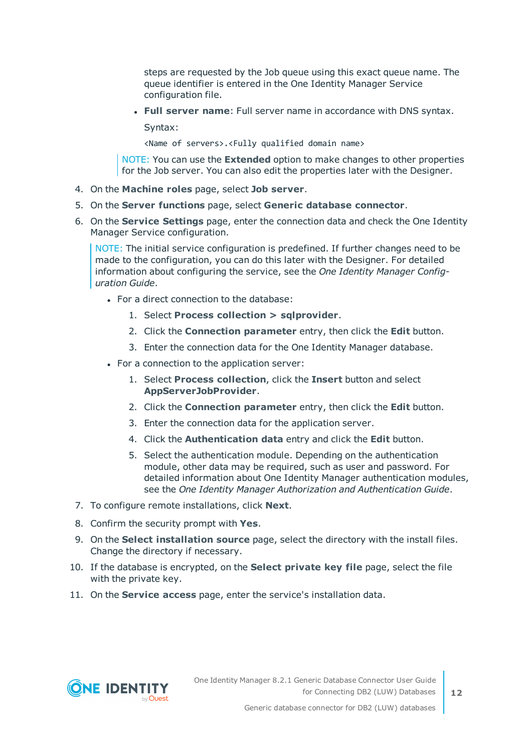steps are requested by the Job queue using this exact queue name. The queue identifier is entered in the One Identity Manager Service configuration file.

- **Full server name**: Full server name in accordance with DNS syntax.

  Syntax:

  `<Name of servers>.<Fully qualified domain name>`

> NOTE: You can use the **Extended** option to make changes to other properties for the Job server. You can also edit the properties later with the Designer.

4. On the **Machine roles** page, select **Job server**.
5. On the **Server functions** page, select **Generic database connector**.
6. On the **Service Settings** page, enter the connection data and check the One Identity Manager Service configuration.

   > NOTE: The initial service configuration is predefined. If further changes need to be made to the configuration, you can do this later with the Designer. For detailed information about configuring the service, see the *One Identity Manager Configuration Guide*.

   - For a direct connection to the database:
     1. Select **Process collection > sqlprovider**.
     2. Click the **Connection parameter** entry, then click the **Edit** button.
     3. Enter the connection data for the One Identity Manager database.
   - For a connection to the application server:
     1. Select **Process collection**, click the **Insert** button and select **AppServerJobProvider**.
     2. Click the **Connection parameter** entry, then click the **Edit** button.
     3. Enter the connection data for the application server.
     4. Click the **Authentication data** entry and click the **Edit** button.
     5. Select the authentication module. Depending on the authentication module, other data may be required, such as user and password. For detailed information about One Identity Manager authentication modules, see the *One Identity Manager Authorization and Authentication Guide*.
7. To configure remote installations, click **Next**.
8. Confirm the security prompt with **Yes**.
9. On the **Select installation source** page, select the directory with the install files. Change the directory if necessary.
10. If the database is encrypted, on the **Select private key file** page, select the file with the private key.
11. On the **Service access** page, enter the service's installation data.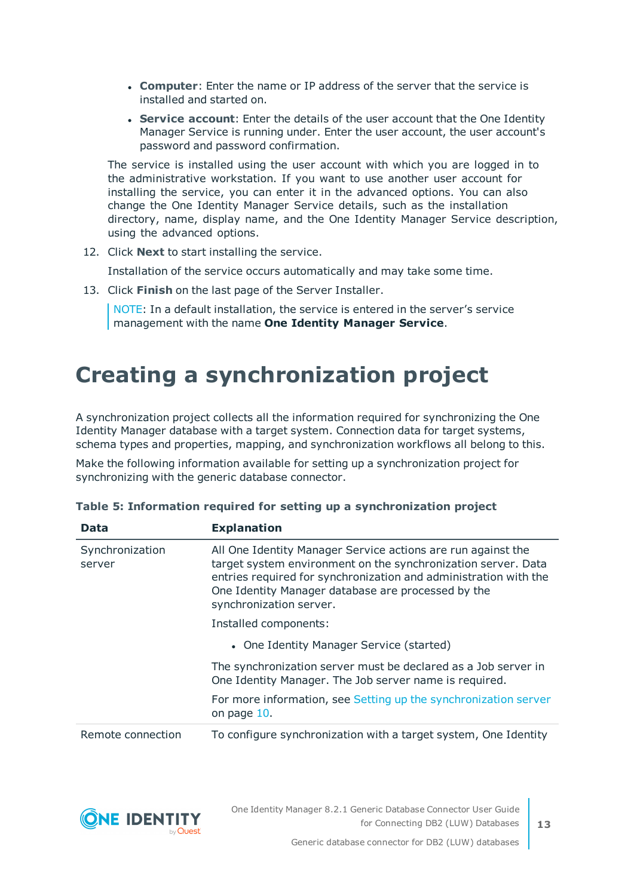- **Computer**: Enter the name or IP address of the server that the service is installed and started on.
- **Service account**: Enter the details of the user account that the One Identity Manager Service is running under. Enter the user account, the user account's password and password confirmation.

 The service is installed using the user account with which you are logged in to the administrative workstation. If you want to use another user account for installing the service, you can enter it in the advanced options. You can also change the One Identity Manager Service details, such as the installation directory, name, display name, and the One Identity Manager Service description, using the advanced options.

12. Click **Next** to start installing the service.

    Installation of the service occurs automatically and may take some time.

13. Click **Finish** on the last page of the Server Installer.

    NOTE: In a default installation, the service is entered in the server's service management with the name **One Identity Manager Service**.

# Creating a synchronization project

A synchronization project collects all the information required for synchronizing the One Identity Manager database with a target system. Connection data for target systems, schema types and properties, mapping, and synchronization workflows all belong to this.

Make the following information available for setting up a synchronization project for synchronizing with the generic database connector.

**Table 5: Information required for setting up a synchronization project**

| Data | Explanation |
| --- | --- |
| Synchronization server | All One Identity Manager Service actions are run against the target system environment on the synchronization server. Data entries required for synchronization and administration with the One Identity Manager database are processed by the synchronization server.<br><br>Installed components:<br><br>- One Identity Manager Service (started)<br><br>The synchronization server must be declared as a Job server in One Identity Manager. The Job server name is required.<br><br>For more information, see Setting up the synchronization server on page 10. |
| Remote connection | To configure synchronization with a target system, One Identity |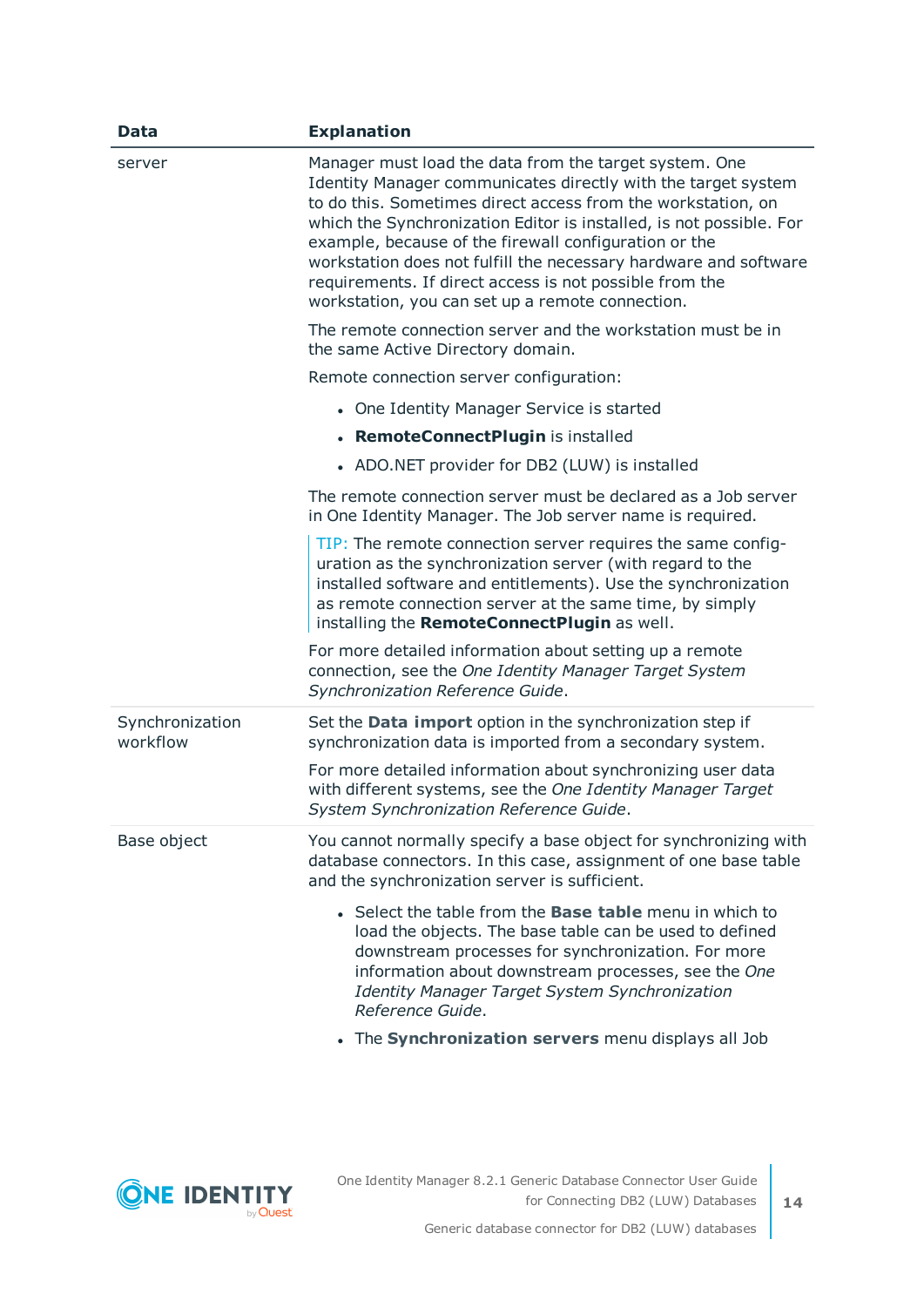| Data | Explanation |
|---|---|
| server | Manager must load the data from the target system. One Identity Manager communicates directly with the target system to do this. Sometimes direct access from the workstation, on which the Synchronization Editor is installed, is not possible. For example, because of the firewall configuration or the workstation does not fulfill the necessary hardware and software requirements. If direct access is not possible from the workstation, you can set up a remote connection.<br><br>The remote connection server and the workstation must be in the same Active Directory domain.<br><br>Remote connection server configuration:<br><br>• One Identity Manager Service is started<br>• **RemoteConnectPlugin** is installed<br>• ADO.NET provider for DB2 (LUW) is installed<br><br>The remote connection server must be declared as a Job server in One Identity Manager. The Job server name is required.<br><br>TIP: The remote connection server requires the same configuration as the synchronization server (with regard to the installed software and entitlements). Use the synchronization as remote connection server at the same time, by simply installing the **RemoteConnectPlugin** as well.<br><br>For more detailed information about setting up a remote connection, see the *One Identity Manager Target System Synchronization Reference Guide*. |
| Synchronization workflow | Set the **Data import** option in the synchronization step if synchronization data is imported from a secondary system.<br><br>For more detailed information about synchronizing user data with different systems, see the *One Identity Manager Target System Synchronization Reference Guide*. |
| Base object | You cannot normally specify a base object for synchronizing with database connectors. In this case, assignment of one base table and the synchronization server is sufficient.<br><br>• Select the table from the **Base table** menu in which to load the objects. The base table can be used to defined downstream processes for synchronization. For more information about downstream processes, see the *One Identity Manager Target System Synchronization Reference Guide*.<br>• The **Synchronization servers** menu displays all Job |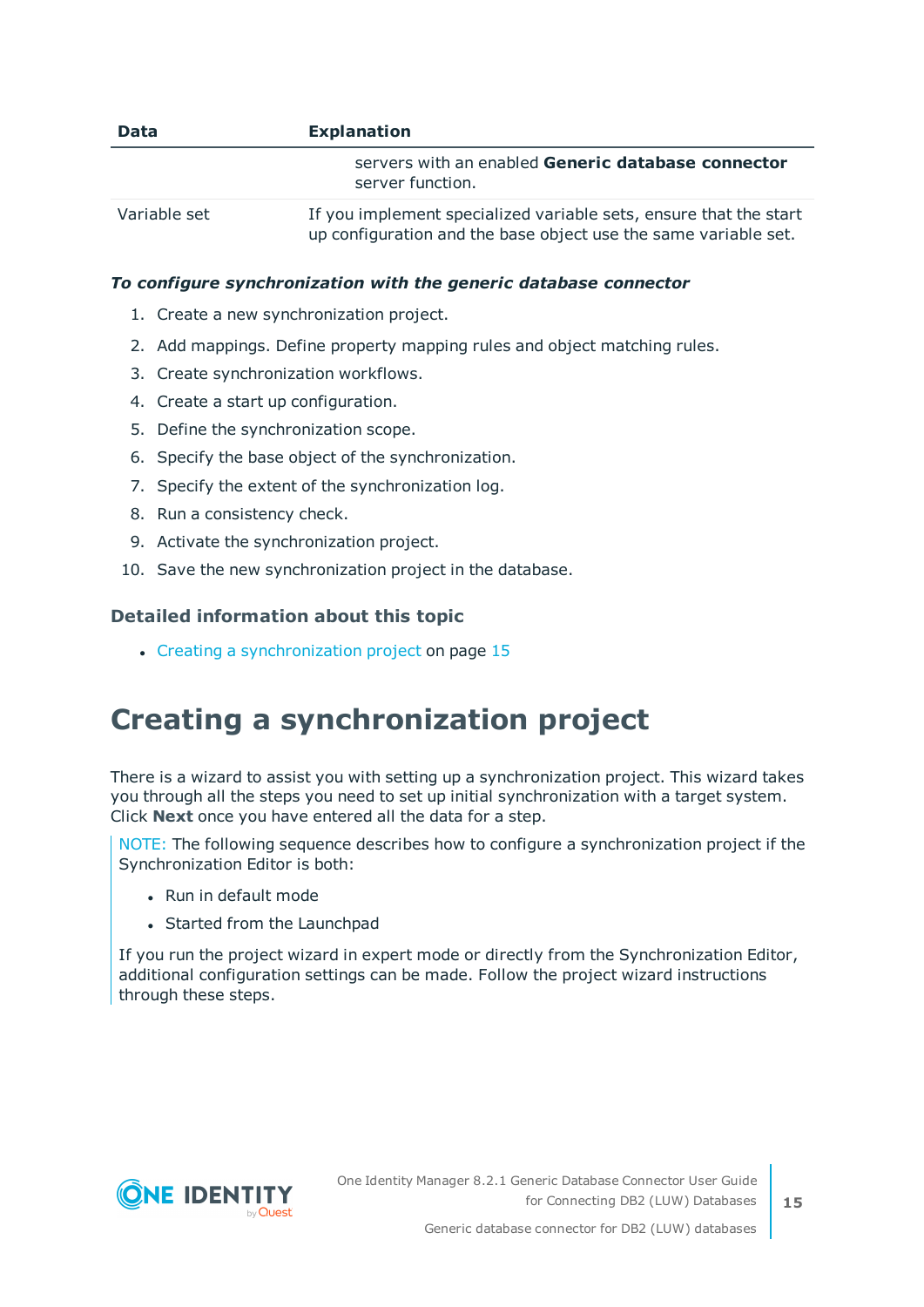| Data | Explanation |
|---|---|
| | servers with an enabled **Generic database connector** server function. |
| Variable set | If you implement specialized variable sets, ensure that the start up configuration and the base object use the same variable set. |

***To configure synchronization with the generic database connector***

1. Create a new synchronization project.
2. Add mappings. Define property mapping rules and object matching rules.
3. Create synchronization workflows.
4. Create a start up configuration.
5. Define the synchronization scope.
6. Specify the base object of the synchronization.
7. Specify the extent of the synchronization log.
8. Run a consistency check.
9. Activate the synchronization project.
10. Save the new synchronization project in the database.

### Detailed information about this topic

- Creating a synchronization project on page 15

# Creating a synchronization project

There is a wizard to assist you with setting up a synchronization project. This wizard takes you through all the steps you need to set up initial synchronization with a target system. Click **Next** once you have entered all the data for a step.

NOTE: The following sequence describes how to configure a synchronization project if the Synchronization Editor is both:

- Run in default mode
- Started from the Launchpad

If you run the project wizard in expert mode or directly from the Synchronization Editor, additional configuration settings can be made. Follow the project wizard instructions through these steps.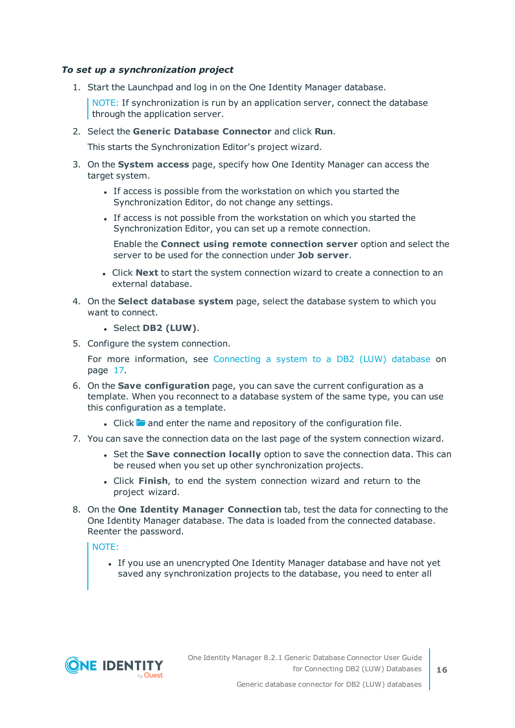*To set up a synchronization project*

1. Start the Launchpad and log in on the One Identity Manager database.

   > NOTE: If synchronization is run by an application server, connect the database through the application server.

2. Select the **Generic Database Connector** and click **Run**.

   This starts the Synchronization Editor's project wizard.

3. On the **System access** page, specify how One Identity Manager can access the target system.

   - If access is possible from the workstation on which you started the Synchronization Editor, do not change any settings.
   - If access is not possible from the workstation on which you started the Synchronization Editor, you can set up a remote connection.

     Enable the **Connect using remote connection server** option and select the server to be used for the connection under **Job server**.

   - Click **Next** to start the system connection wizard to create a connection to an external database.

4. On the **Select database system** page, select the database system to which you want to connect.

   - Select **DB2 (LUW)**.

5. Configure the system connection.

   For more information, see Connecting a system to a DB2 (LUW) database on page 17.

6. On the **Save configuration** page, you can save the current configuration as a template. When you reconnect to a database system of the same type, you can use this configuration as a template.

   - Click and enter the name and repository of the configuration file.

7. You can save the connection data on the last page of the system connection wizard.

   - Set the **Save connection locally** option to save the connection data. This can be reused when you set up other synchronization projects.
   - Click **Finish**, to end the system connection wizard and return to the project wizard.

8. On the **One Identity Manager Connection** tab, test the data for connecting to the One Identity Manager database. The data is loaded from the connected database. Reenter the password.

   > NOTE:
   >
   > - If you use an unencrypted One Identity Manager database and have not yet saved any synchronization projects to the database, you need to enter all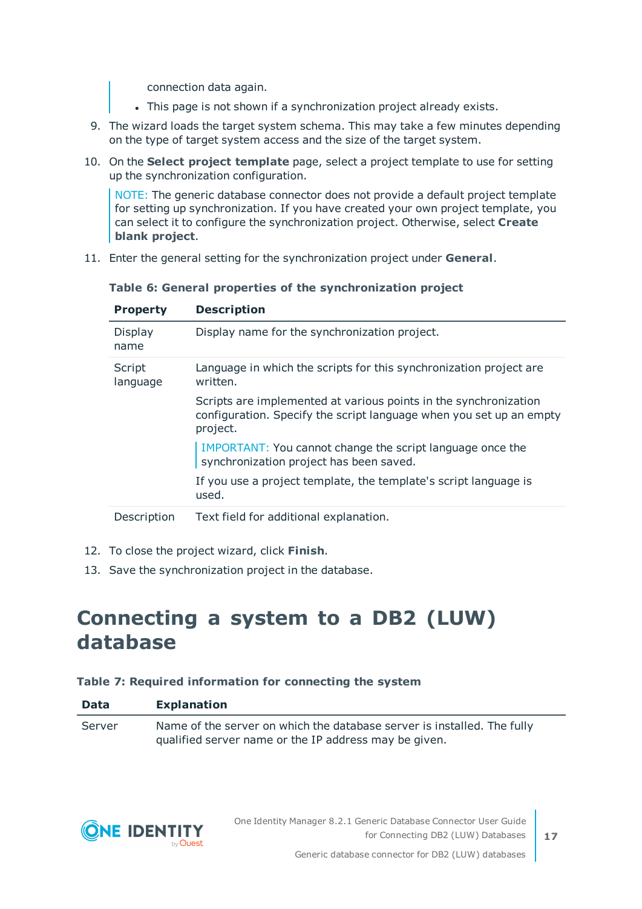connection data again.

- This page is not shown if a synchronization project already exists.

9. The wizard loads the target system schema. This may take a few minutes depending on the type of target system access and the size of the target system.
10. On the **Select project template** page, select a project template to use for setting up the synchronization configuration.

    NOTE: The generic database connector does not provide a default project template for setting up synchronization. If you have created your own project template, you can select it to configure the synchronization project. Otherwise, select **Create blank project**.

11. Enter the general setting for the synchronization project under **General**.

**Table 6: General properties of the synchronization project**

| Property | Description |
|---|---|
| Display name | Display name for the synchronization project. |
| Script language | Language in which the scripts for this synchronization project are written.<br><br>Scripts are implemented at various points in the synchronization configuration. Specify the script language when you set up an empty project.<br><br>IMPORTANT: You cannot change the script language once the synchronization project has been saved.<br><br>If you use a project template, the template's script language is used. |
| Description | Text field for additional explanation. |

12. To close the project wizard, click **Finish**.
13. Save the synchronization project in the database.

# Connecting a system to a DB2 (LUW) database

**Table 7: Required information for connecting the system**

| Data | Explanation |
|---|---|
| Server | Name of the server on which the database server is installed. The fully qualified server name or the IP address may be given. |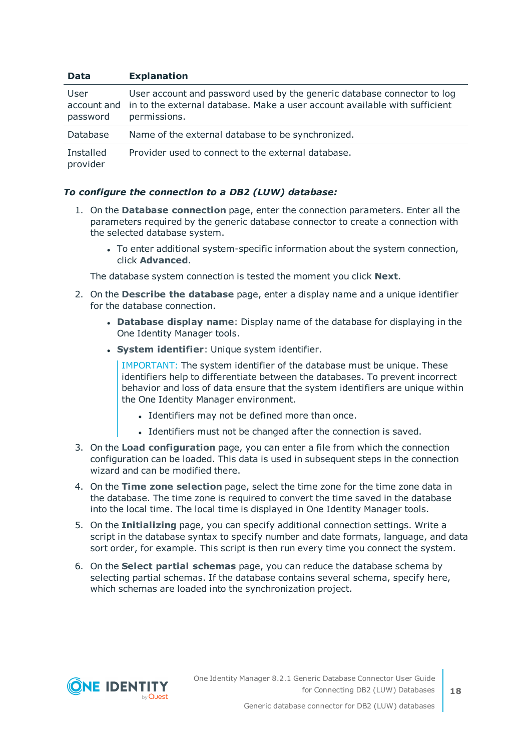| Data | Explanation |
| --- | --- |
| User account and password | User account and password used by the generic database connector to log in to the external database. Make a user account available with sufficient permissions. |
| Database | Name of the external database to be synchronized. |
| Installed provider | Provider used to connect to the external database. |

***To configure the connection to a DB2 (LUW) database:***

1. On the **Database connection** page, enter the connection parameters. Enter all the parameters required by the generic database connector to create a connection with the selected database system.

   - To enter additional system-specific information about the system connection, click **Advanced**.

   The database system connection is tested the moment you click **Next**.

2. On the **Describe the database** page, enter a display name and a unique identifier for the database connection.

   - **Database display name**: Display name of the database for displaying in the One Identity Manager tools.
   - **System identifier**: Unique system identifier.

     IMPORTANT: The system identifier of the database must be unique. These identifiers help to differentiate between the databases. To prevent incorrect behavior and loss of data ensure that the system identifiers are unique within the One Identity Manager environment.

     - Identifiers may not be defined more than once.
     - Identifiers must not be changed after the connection is saved.

3. On the **Load configuration** page, you can enter a file from which the connection configuration can be loaded. This data is used in subsequent steps in the connection wizard and can be modified there.

4. On the **Time zone selection** page, select the time zone for the time zone data in the database. The time zone is required to convert the time saved in the database into the local time. The local time is displayed in One Identity Manager tools.

5. On the **Initializing** page, you can specify additional connection settings. Write a script in the database syntax to specify number and date formats, language, and data sort order, for example. This script is then run every time you connect the system.

6. On the **Select partial schemas** page, you can reduce the database schema by selecting partial schemas. If the database contains several schema, specify here, which schemas are loaded into the synchronization project.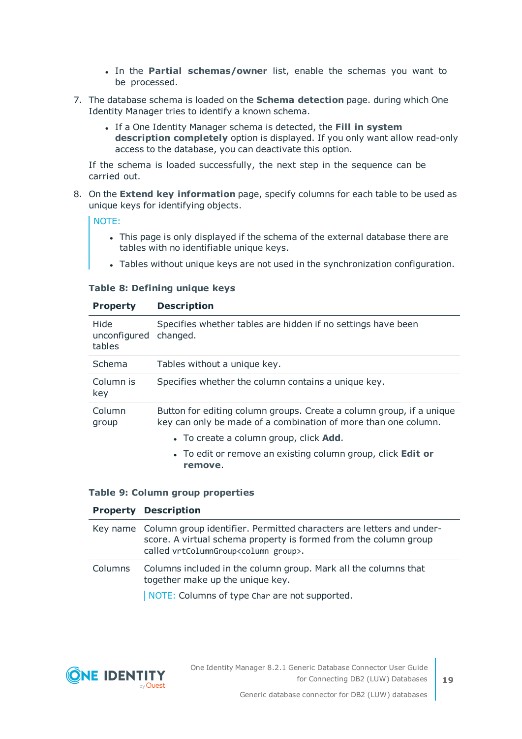- In the **Partial schemas/owner** list, enable the schemas you want to be processed.

7. The database schema is loaded on the **Schema detection** page. during which One Identity Manager tries to identify a known schema.

   - If a One Identity Manager schema is detected, the **Fill in system description completely** option is displayed. If you only want allow read-only access to the database, you can deactivate this option.

   If the schema is loaded successfully, the next step in the sequence can be carried out.

8. On the **Extend key information** page, specify columns for each table to be used as unique keys for identifying objects.

   NOTE:

   - This page is only displayed if the schema of the external database there are tables with no identifiable unique keys.
   - Tables without unique keys are not used in the synchronization configuration.

   **Table 8: Defining unique keys**

   | Property | Description |
   |---|---|
   | Hide unconfigured tables | Specifies whether tables are hidden if no settings have been changed. |
   | Schema | Tables without a unique key. |
   | Column is key | Specifies whether the column contains a unique key. |
   | Column group | Button for editing column groups. Create a column group, if a unique key can only be made of a combination of more than one column.<br>• To create a column group, click **Add**.<br>• To edit or remove an existing column group, click **Edit or remove**. |

   **Table 9: Column group properties**

   | Property | Description |
   |---|---|
   | Key name | Column group identifier. Permitted characters are letters and underscore. A virtual schema property is formed from the column group called `vrtColumnGroup<column group>`. |
   | Columns | Columns included in the column group. Mark all the columns that together make up the unique key.<br>NOTE: Columns of type `Char` are not supported. |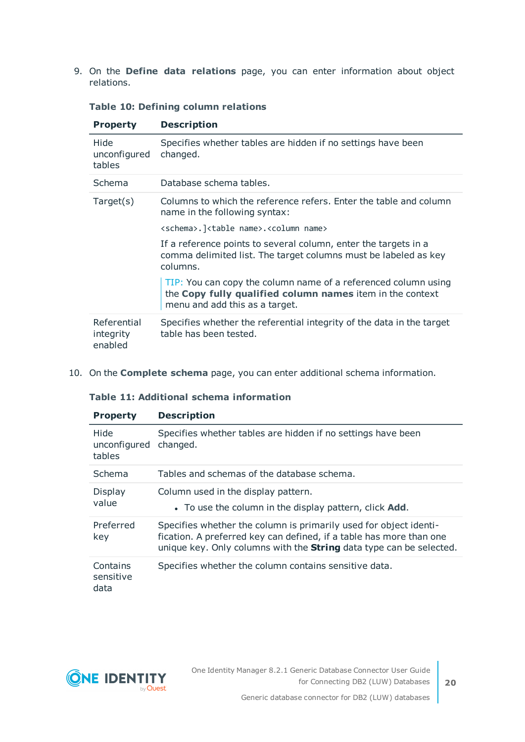9. On the **Define data relations** page, you can enter information about object relations.

**Table 10: Defining column relations**

| Property | Description |
|---|---|
| Hide unconfigured tables | Specifies whether tables are hidden if no settings have been changed. |
| Schema | Database schema tables. |
| Target(s) | Columns to which the reference refers. Enter the table and column name in the following syntax:<br>`<schema>.]<table name>.<column name>`<br>If a reference points to several column, enter the targets in a comma delimited list. The target columns must be labeled as key columns.<br>TIP: You can copy the column name of a referenced column using the **Copy fully qualified column names** item in the context menu and add this as a target. |
| Referential integrity enabled | Specifies whether the referential integrity of the data in the target table has been tested. |

10. On the **Complete schema** page, you can enter additional schema information.

**Table 11: Additional schema information**

| Property | Description |
|---|---|
| Hide unconfigured tables | Specifies whether tables are hidden if no settings have been changed. |
| Schema | Tables and schemas of the database schema. |
| Display value | Column used in the display pattern.<br>• To use the column in the display pattern, click **Add**. |
| Preferred key | Specifies whether the column is primarily used for object identification. A preferred key can defined, if a table has more than one unique key. Only columns with the **String** data type can be selected. |
| Contains sensitive data | Specifies whether the column contains sensitive data. |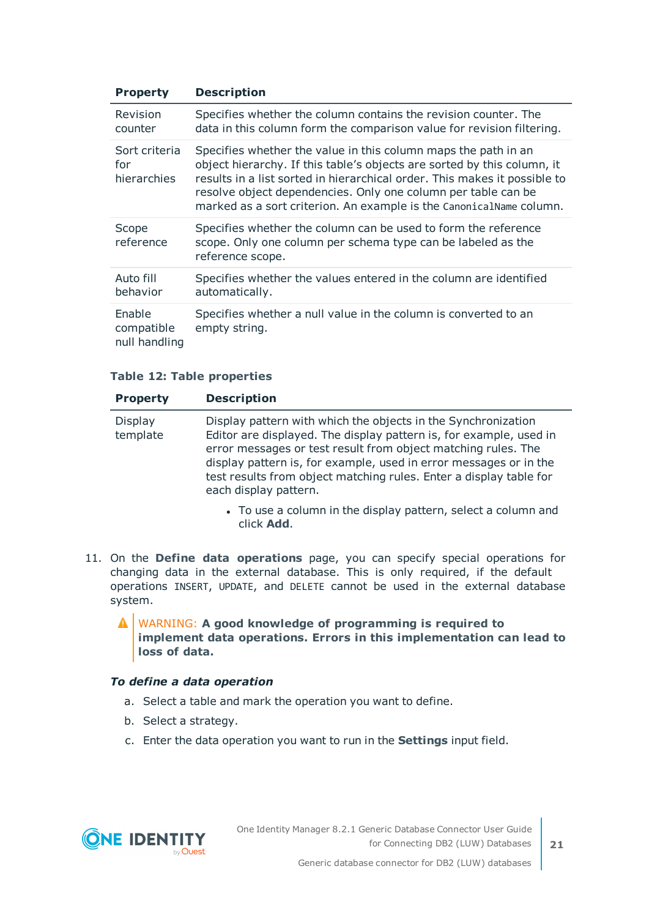| Property | Description |
| --- | --- |
| Revision counter | Specifies whether the column contains the revision counter. The data in this column form the comparison value for revision filtering. |
| Sort criteria for hierarchies | Specifies whether the value in this column maps the path in an object hierarchy. If this table's objects are sorted by this column, it results in a list sorted in hierarchical order. This makes it possible to resolve object dependencies. Only one column per table can be marked as a sort criterion. An example is the `CanonicalName` column. |
| Scope reference | Specifies whether the column can be used to form the reference scope. Only one column per schema type can be labeled as the reference scope. |
| Auto fill behavior | Specifies whether the values entered in the column are identified automatically. |
| Enable compatible null handling | Specifies whether a null value in the column is converted to an empty string. |

**Table 12: Table properties**

| Property | Description |
| --- | --- |
| Display template | Display pattern with which the objects in the Synchronization Editor are displayed. The display pattern is, for example, used in error messages or test result from object matching rules. The display pattern is, for example, used in error messages or in the test results from object matching rules. Enter a display table for each display pattern.<br><br>• To use a column in the display pattern, select a column and click **Add**. |

11. On the **Define data operations** page, you can specify special operations for changing data in the external database. This is only required, if the default operations `INSERT`, `UPDATE`, and `DELETE` cannot be used in the external database system.

    WARNING: **A good knowledge of programming is required to implement data operations. Errors in this implementation can lead to loss of data.**

    ***To define a data operation***

    a. Select a table and mark the operation you want to define.

    b. Select a strategy.

    c. Enter the data operation you want to run in the **Settings** input field.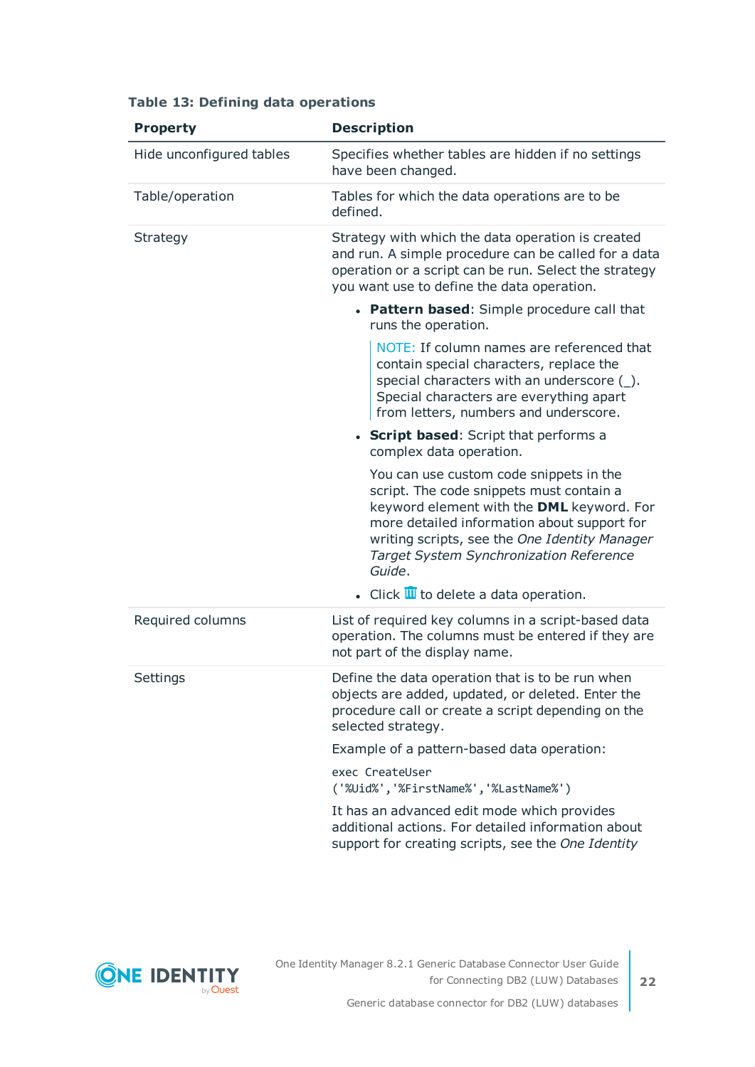**Table 13: Defining data operations**

| Property | Description |
|---|---|
| Hide unconfigured tables | Specifies whether tables are hidden if no settings have been changed. |
| Table/operation | Tables for which the data operations are to be defined. |
| Strategy | Strategy with which the data operation is created and run. A simple procedure can be called for a data operation or a script can be run. Select the strategy you want use to define the data operation.<br><br>• **Pattern based**: Simple procedure call that runs the operation.<br><br>NOTE: If column names are referenced that contain special characters, replace the special characters with an underscore (_). Special characters are everything apart from letters, numbers and underscore.<br><br>• **Script based**: Script that performs a complex data operation.<br><br>You can use custom code snippets in the script. The code snippets must contain a keyword element with the **DML** keyword. For more detailed information about support for writing scripts, see the *One Identity Manager Target System Synchronization Reference Guide*.<br><br>• Click 🗑 to delete a data operation. |
| Required columns | List of required key columns in a script-based data operation. The columns must be entered if they are not part of the display name. |
| Settings | Define the data operation that is to be run when objects are added, updated, or deleted. Enter the procedure call or create a script depending on the selected strategy.<br><br>Example of a pattern-based data operation:<br><br>`exec CreateUser ('%Uid%','%FirstName%','%LastName%')`<br><br>It has an advanced edit mode which provides additional actions. For detailed information about support for creating scripts, see the *One Identity* |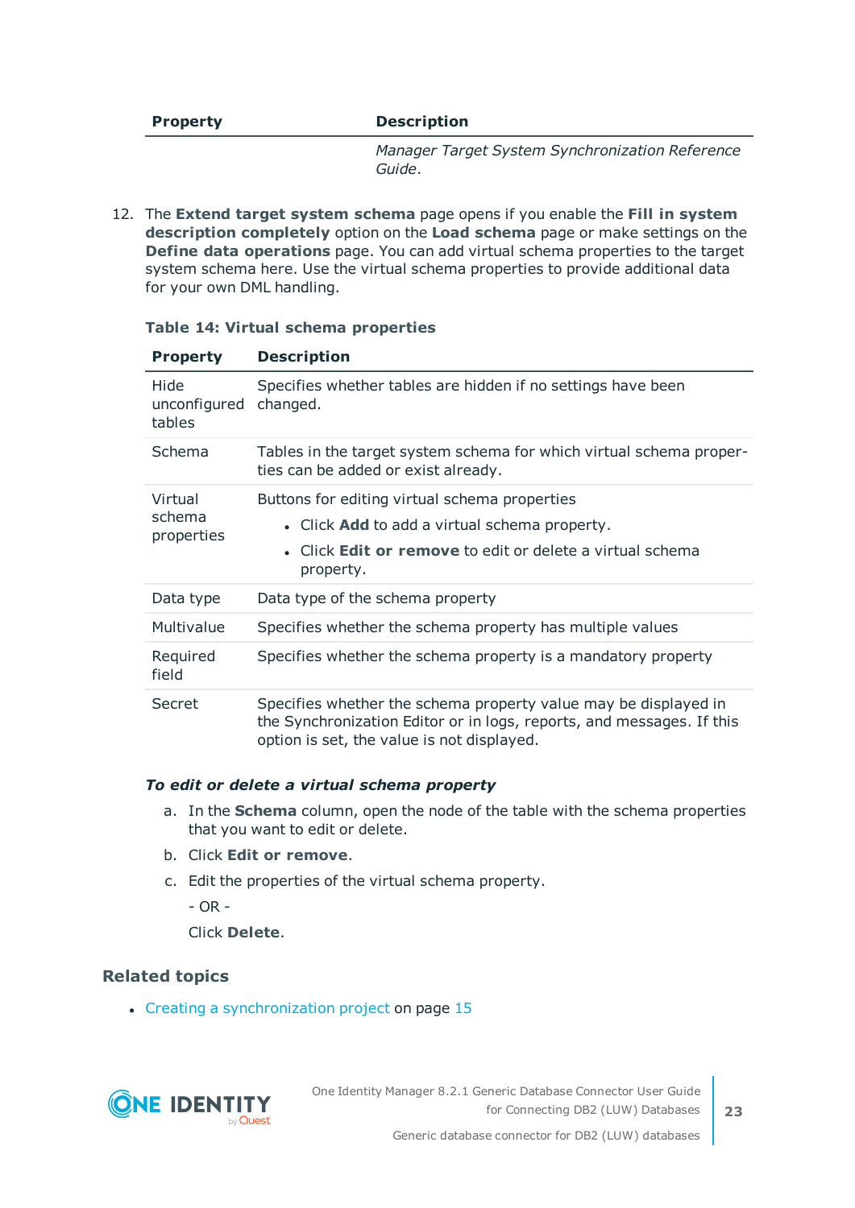| Property | Description |
|---|---|
| | *Manager Target System Synchronization Reference Guide*. |

12. The **Extend target system schema** page opens if you enable the **Fill in system description completely** option on the **Load schema** page or make settings on the **Define data operations** page. You can add virtual schema properties to the target system schema here. Use the virtual schema properties to provide additional data for your own DML handling.

**Table 14: Virtual schema properties**

| Property | Description |
|---|---|
| Hide unconfigured tables | Specifies whether tables are hidden if no settings have been changed. |
| Schema | Tables in the target system schema for which virtual schema properties can be added or exist already. |
| Virtual schema properties | Buttons for editing virtual schema properties<br>• Click **Add** to add a virtual schema property.<br>• Click **Edit or remove** to edit or delete a virtual schema property. |
| Data type | Data type of the schema property |
| Multivalue | Specifies whether the schema property has multiple values |
| Required field | Specifies whether the schema property is a mandatory property |
| Secret | Specifies whether the schema property value may be displayed in the Synchronization Editor or in logs, reports, and messages. If this option is set, the value is not displayed. |

***To edit or delete a virtual schema property***

a. In the **Schema** column, open the node of the table with the schema properties that you want to edit or delete.

b. Click **Edit or remove**.

c. Edit the properties of the virtual schema property.

   - OR -

   Click **Delete**.

### Related topics

- Creating a synchronization project on page 15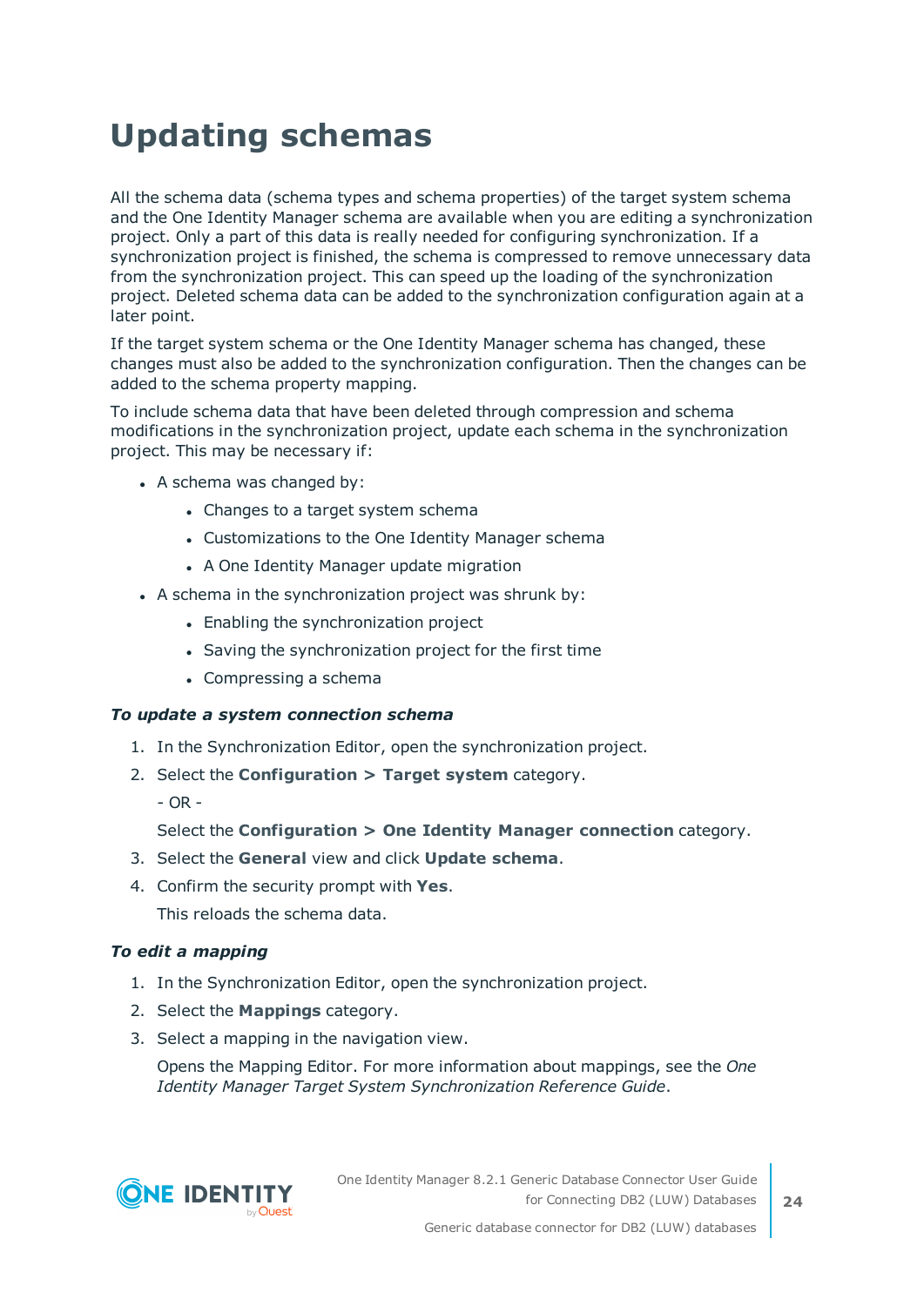# Updating schemas

All the schema data (schema types and schema properties) of the target system schema and the One Identity Manager schema are available when you are editing a synchronization project. Only a part of this data is really needed for configuring synchronization. If a synchronization project is finished, the schema is compressed to remove unnecessary data from the synchronization project. This can speed up the loading of the synchronization project. Deleted schema data can be added to the synchronization configuration again at a later point.

If the target system schema or the One Identity Manager schema has changed, these changes must also be added to the synchronization configuration. Then the changes can be added to the schema property mapping.

To include schema data that have been deleted through compression and schema modifications in the synchronization project, update each schema in the synchronization project. This may be necessary if:

- A schema was changed by:
  - Changes to a target system schema
  - Customizations to the One Identity Manager schema
  - A One Identity Manager update migration
- A schema in the synchronization project was shrunk by:
  - Enabling the synchronization project
  - Saving the synchronization project for the first time
  - Compressing a schema

***To update a system connection schema***

1. In the Synchronization Editor, open the synchronization project.
2. Select the **Configuration > Target system** category.

   - OR -

   Select the **Configuration > One Identity Manager connection** category.
3. Select the **General** view and click **Update schema**.
4. Confirm the security prompt with **Yes**.

   This reloads the schema data.

***To edit a mapping***

1. In the Synchronization Editor, open the synchronization project.
2. Select the **Mappings** category.
3. Select a mapping in the navigation view.

   Opens the Mapping Editor. For more information about mappings, see the *One Identity Manager Target System Synchronization Reference Guide*.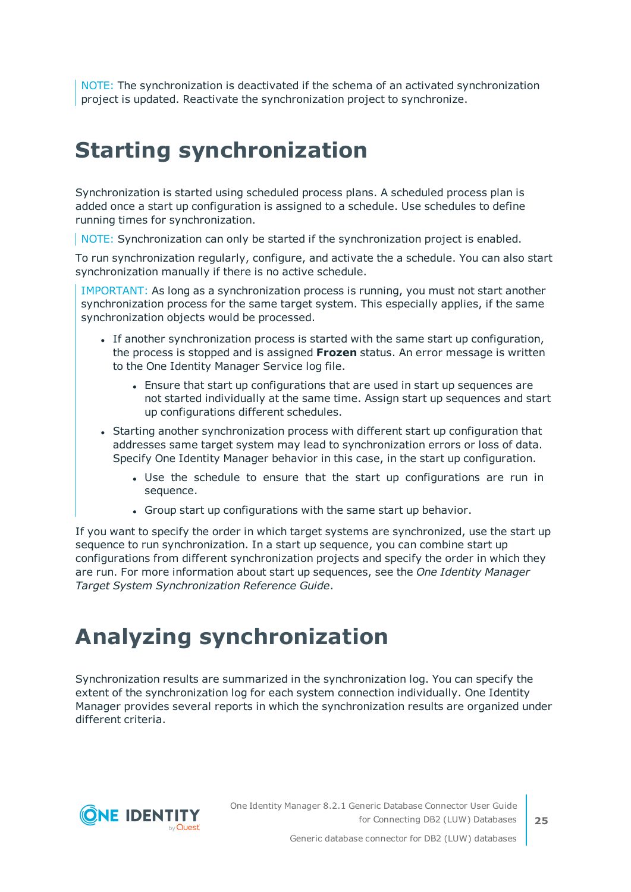NOTE: The synchronization is deactivated if the schema of an activated synchronization project is updated. Reactivate the synchronization project to synchronize.

# Starting synchronization

Synchronization is started using scheduled process plans. A scheduled process plan is added once a start up configuration is assigned to a schedule. Use schedules to define running times for synchronization.

NOTE: Synchronization can only be started if the synchronization project is enabled.

To run synchronization regularly, configure, and activate the a schedule. You can also start synchronization manually if there is no active schedule.

IMPORTANT: As long as a synchronization process is running, you must not start another synchronization process for the same target system. This especially applies, if the same synchronization objects would be processed.

- If another synchronization process is started with the same start up configuration, the process is stopped and is assigned **Frozen** status. An error message is written to the One Identity Manager Service log file.
  - Ensure that start up configurations that are used in start up sequences are not started individually at the same time. Assign start up sequences and start up configurations different schedules.
- Starting another synchronization process with different start up configuration that addresses same target system may lead to synchronization errors or loss of data. Specify One Identity Manager behavior in this case, in the start up configuration.
  - Use the schedule to ensure that the start up configurations are run in sequence.
  - Group start up configurations with the same start up behavior.

If you want to specify the order in which target systems are synchronized, use the start up sequence to run synchronization. In a start up sequence, you can combine start up configurations from different synchronization projects and specify the order in which they are run. For more information about start up sequences, see the *One Identity Manager Target System Synchronization Reference Guide*.

# Analyzing synchronization

Synchronization results are summarized in the synchronization log. You can specify the extent of the synchronization log for each system connection individually. One Identity Manager provides several reports in which the synchronization results are organized under different criteria.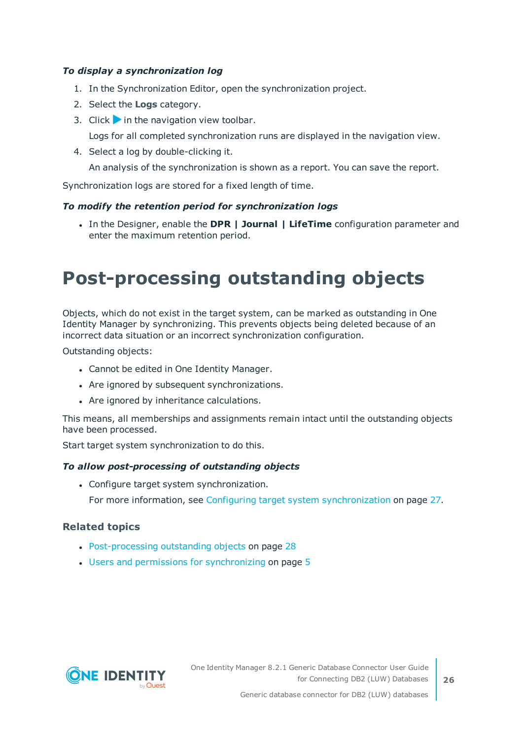***To display a synchronization log***

1. In the Synchronization Editor, open the synchronization project.
2. Select the **Logs** category.
3. Click ▶ in the navigation view toolbar.

   Logs for all completed synchronization runs are displayed in the navigation view.
4. Select a log by double-clicking it.

   An analysis of the synchronization is shown as a report. You can save the report.

Synchronization logs are stored for a fixed length of time.

***To modify the retention period for synchronization logs***

- In the Designer, enable the **DPR | Journal | LifeTime** configuration parameter and enter the maximum retention period.

# Post-processing outstanding objects

Objects, which do not exist in the target system, can be marked as outstanding in One Identity Manager by synchronizing. This prevents objects being deleted because of an incorrect data situation or an incorrect synchronization configuration.

Outstanding objects:

- Cannot be edited in One Identity Manager.
- Are ignored by subsequent synchronizations.
- Are ignored by inheritance calculations.

This means, all memberships and assignments remain intact until the outstanding objects have been processed.

Start target system synchronization to do this.

***To allow post-processing of outstanding objects***

- Configure target system synchronization.

  For more information, see Configuring target system synchronization on page 27.

### Related topics

- Post-processing outstanding objects on page 28
- Users and permissions for synchronizing on page 5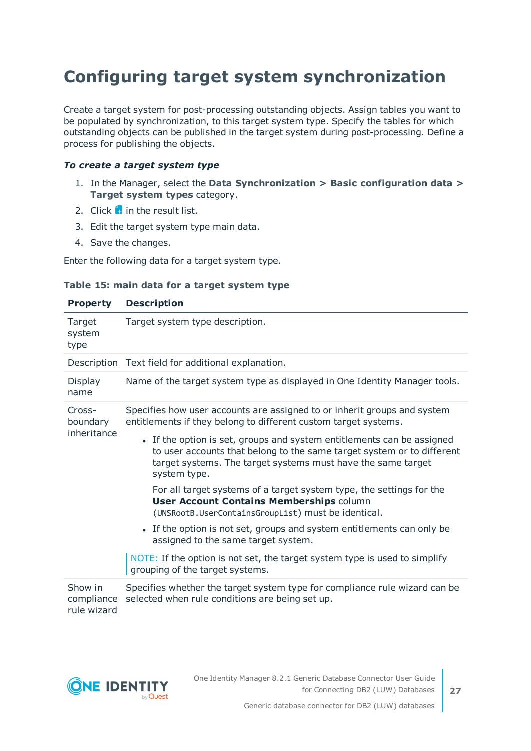# Configuring target system synchronization

Create a target system for post-processing outstanding objects. Assign tables you want to be populated by synchronization, to this target system type. Specify the tables for which outstanding objects can be published in the target system during post-processing. Define a process for publishing the objects.

***To create a target system type***

1. In the Manager, select the **Data Synchronization > Basic configuration data > Target system types** category.
2. Click in the result list.
3. Edit the target system type main data.
4. Save the changes.

Enter the following data for a target system type.

**Table 15: main data for a target system type**

| Property | Description |
|---|---|
| Target system type | Target system type description. |
| Description | Text field for additional explanation. |
| Display name | Name of the target system type as displayed in One Identity Manager tools. |
| Cross-boundary inheritance | Specifies how user accounts are assigned to or inherit groups and system entitlements if they belong to different custom target systems.<br><br>• If the option is set, groups and system entitlements can be assigned to user accounts that belong to the same target system or to different target systems. The target systems must have the same target system type.<br><br>For all target systems of a target system type, the settings for the **User Account Contains Memberships** column (`UNSRootB.UserContainsGroupList`) must be identical.<br><br>• If the option is not set, groups and system entitlements can only be assigned to the same target system.<br><br>NOTE: If the option is not set, the target system type is used to simplify grouping of the target systems. |
| Show in compliance rule wizard | Specifies whether the target system type for compliance rule wizard can be selected when rule conditions are being set up. |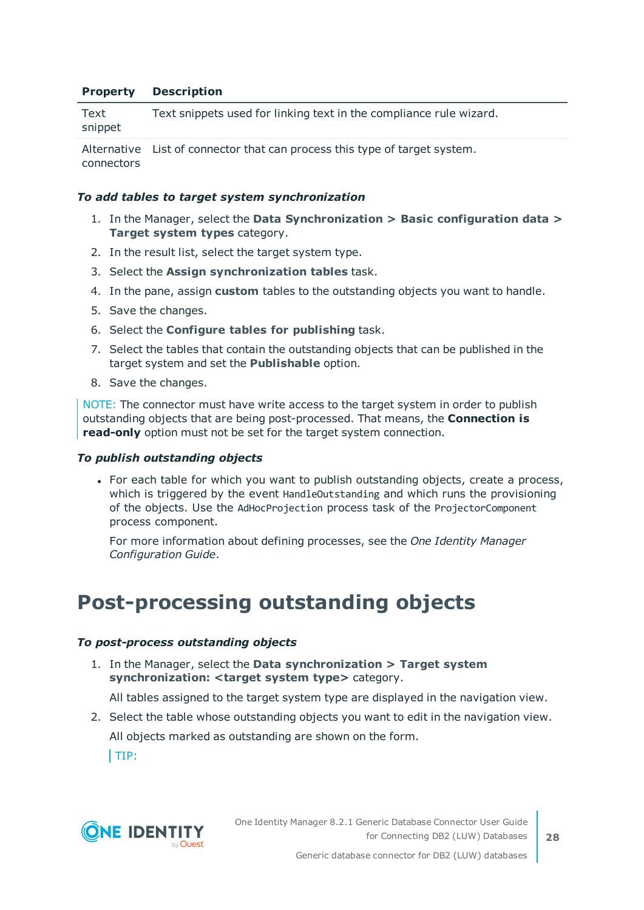| Property | Description |
| --- | --- |
| Text snippet | Text snippets used for linking text in the compliance rule wizard. |
| Alternative connectors | List of connector that can process this type of target system. |

***To add tables to target system synchronization***

1. In the Manager, select the **Data Synchronization > Basic configuration data > Target system types** category.
2. In the result list, select the target system type.
3. Select the **Assign synchronization tables** task.
4. In the pane, assign **custom** tables to the outstanding objects you want to handle.
5. Save the changes.
6. Select the **Configure tables for publishing** task.
7. Select the tables that contain the outstanding objects that can be published in the target system and set the **Publishable** option.
8. Save the changes.

NOTE: The connector must have write access to the target system in order to publish outstanding objects that are being post-processed. That means, the **Connection is read-only** option must not be set for the target system connection.

***To publish outstanding objects***

- For each table for which you want to publish outstanding objects, create a process, which is triggered by the event `HandleOutstanding` and which runs the provisioning of the objects. Use the `AdHocProjection` process task of the `ProjectorComponent` process component.

  For more information about defining processes, see the *One Identity Manager Configuration Guide*.

# Post-processing outstanding objects

***To post-process outstanding objects***

1. In the Manager, select the **Data synchronization > Target system synchronization: <target system type>** category.

   All tables assigned to the target system type are displayed in the navigation view.

2. Select the table whose outstanding objects you want to edit in the navigation view.

   All objects marked as outstanding are shown on the form.

   TIP: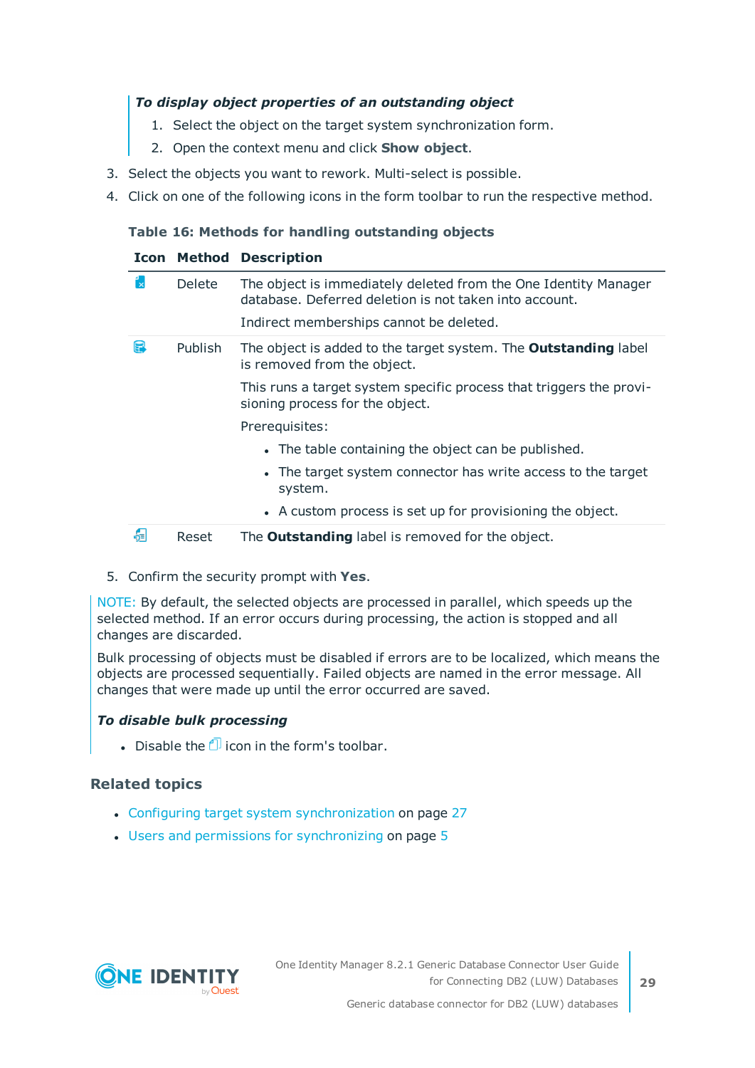***To display object properties of an outstanding object***

1. Select the object on the target system synchronization form.
2. Open the context menu and click **Show object**.

3. Select the objects you want to rework. Multi-select is possible.
4. Click on one of the following icons in the form toolbar to run the respective method.

**Table 16: Methods for handling outstanding objects**

| Icon | Method | Description |
|---|---|---|
| | Delete | The object is immediately deleted from the One Identity Manager database. Deferred deletion is not taken into account.<br><br>Indirect memberships cannot be deleted. |
| | Publish | The object is added to the target system. The **Outstanding** label is removed from the object.<br><br>This runs a target system specific process that triggers the provisioning process for the object.<br><br>Prerequisites:<br><br>• The table containing the object can be published.<br>• The target system connector has write access to the target system.<br>• A custom process is set up for provisioning the object. |
| | Reset | The **Outstanding** label is removed for the object. |

5. Confirm the security prompt with **Yes**.

NOTE: By default, the selected objects are processed in parallel, which speeds up the selected method. If an error occurs during processing, the action is stopped and all changes are discarded.

Bulk processing of objects must be disabled if errors are to be localized, which means the objects are processed sequentially. Failed objects are named in the error message. All changes that were made up until the error occurred are saved.

***To disable bulk processing***

- Disable the icon in the form's toolbar.

### Related topics

- Configuring target system synchronization on page 27
- Users and permissions for synchronizing on page 5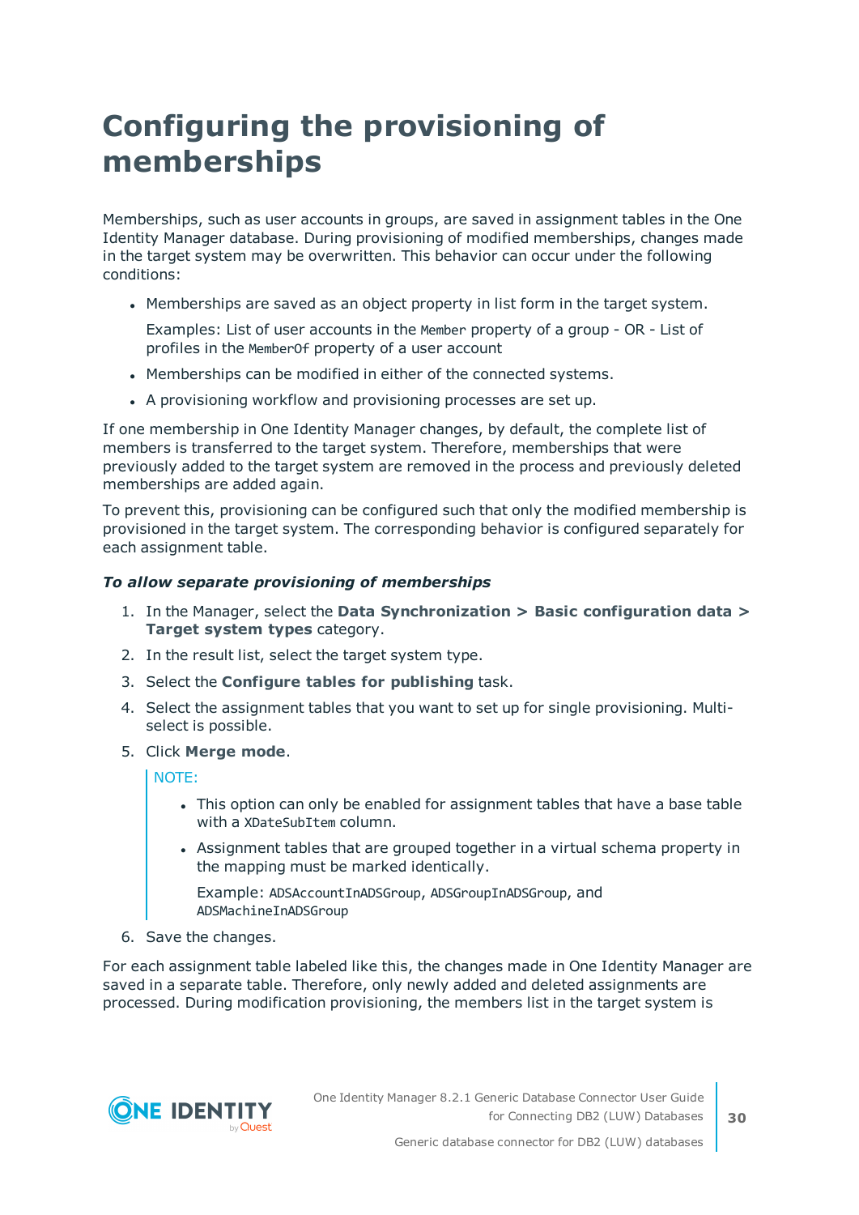# Configuring the provisioning of memberships

Memberships, such as user accounts in groups, are saved in assignment tables in the One Identity Manager database. During provisioning of modified memberships, changes made in the target system may be overwritten. This behavior can occur under the following conditions:

- Memberships are saved as an object property in list form in the target system.

  Examples: List of user accounts in the `Member` property of a group - OR - List of profiles in the `MemberOf` property of a user account

- Memberships can be modified in either of the connected systems.
- A provisioning workflow and provisioning processes are set up.

If one membership in One Identity Manager changes, by default, the complete list of members is transferred to the target system. Therefore, memberships that were previously added to the target system are removed in the process and previously deleted memberships are added again.

To prevent this, provisioning can be configured such that only the modified membership is provisioned in the target system. The corresponding behavior is configured separately for each assignment table.

***To allow separate provisioning of memberships***

1. In the Manager, select the **Data Synchronization > Basic configuration data > Target system types** category.
2. In the result list, select the target system type.
3. Select the **Configure tables for publishing** task.
4. Select the assignment tables that you want to set up for single provisioning. Multi-select is possible.
5. Click **Merge mode**.

   NOTE:

   - This option can only be enabled for assignment tables that have a base table with a `XDateSubItem` column.
   - Assignment tables that are grouped together in a virtual schema property in the mapping must be marked identically.

     Example: `ADSAccountInADSGroup`, `ADSGroupInADSGroup`, and `ADSMachineInADSGroup`

6. Save the changes.

For each assignment table labeled like this, the changes made in One Identity Manager are saved in a separate table. Therefore, only newly added and deleted assignments are processed. During modification provisioning, the members list in the target system is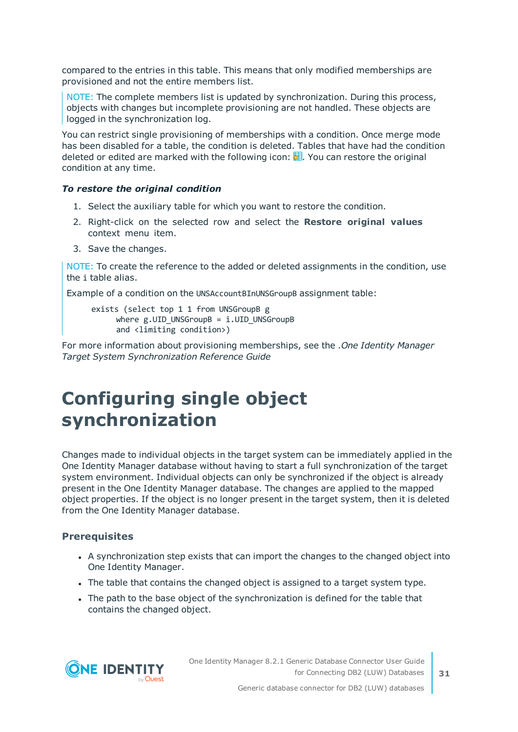compared to the entries in this table. This means that only modified memberships are provisioned and not the entire members list.

> NOTE: The complete members list is updated by synchronization. During this process, objects with changes but incomplete provisioning are not handled. These objects are logged in the synchronization log.

You can restrict single provisioning of memberships with a condition. Once merge mode has been disabled for a table, the condition is deleted. Tables that have had the condition deleted or edited are marked with the following icon: . You can restore the original condition at any time.

***To restore the original condition***

1. Select the auxiliary table for which you want to restore the condition.
2. Right-click on the selected row and select the **Restore original values** context menu item.
3. Save the changes.

> NOTE: To create the reference to the added or deleted assignments in the condition, use the `i` table alias.
>
> Example of a condition on the `UNSAccountBInUNSGroupB` assignment table:
>
> ```
> exists (select top 1 1 from UNSGroupB g
>       where g.UID_UNSGroupB = i.UID_UNSGroupB
>       and <limiting condition>)
> ```

For more information about provisioning memberships, see the .*One Identity Manager Target System Synchronization Reference Guide*

# Configuring single object synchronization

Changes made to individual objects in the target system can be immediately applied in the One Identity Manager database without having to start a full synchronization of the target system environment. Individual objects can only be synchronized if the object is already present in the One Identity Manager database. The changes are applied to the mapped object properties. If the object is no longer present in the target system, then it is deleted from the One Identity Manager database.

### Prerequisites

- A synchronization step exists that can import the changes to the changed object into One Identity Manager.
- The table that contains the changed object is assigned to a target system type.
- The path to the base object of the synchronization is defined for the table that contains the changed object.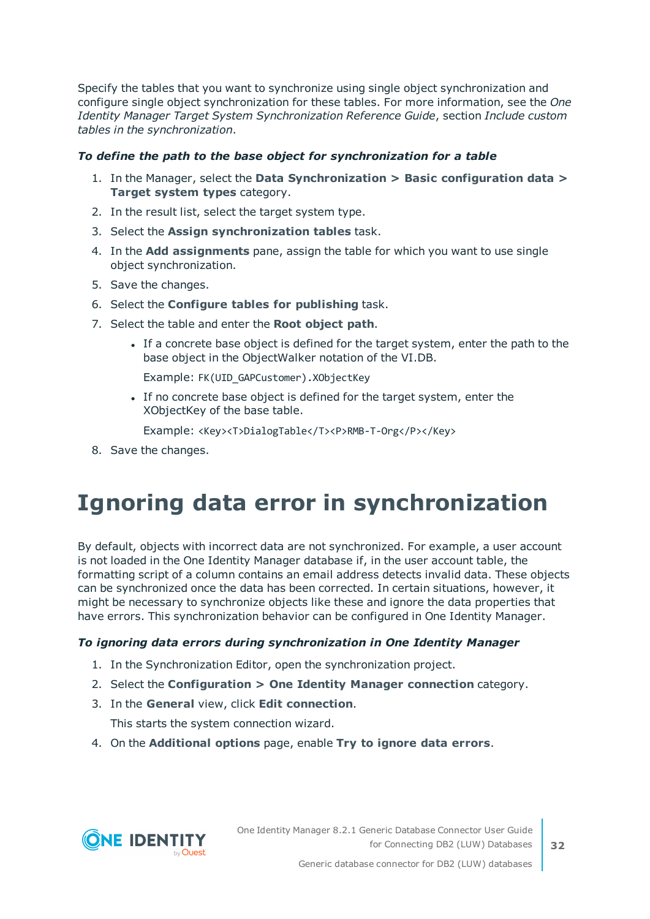Specify the tables that you want to synchronize using single object synchronization and configure single object synchronization for these tables. For more information, see the *One Identity Manager Target System Synchronization Reference Guide*, section *Include custom tables in the synchronization*.

***To define the path to the base object for synchronization for a table***

1. In the Manager, select the **Data Synchronization > Basic configuration data > Target system types** category.
2. In the result list, select the target system type.
3. Select the **Assign synchronization tables** task.
4. In the **Add assignments** pane, assign the table for which you want to use single object synchronization.
5. Save the changes.
6. Select the **Configure tables for publishing** task.
7. Select the table and enter the **Root object path**.
   - If a concrete base object is defined for the target system, enter the path to the base object in the ObjectWalker notation of the VI.DB.

     Example: `FK(UID_GAPCustomer).XObjectKey`
   - If no concrete base object is defined for the target system, enter the XObjectKey of the base table.

     Example: `<Key><T>DialogTable</T><P>RMB-T-Org</P></Key>`
8. Save the changes.

# Ignoring data error in synchronization

By default, objects with incorrect data are not synchronized. For example, a user account is not loaded in the One Identity Manager database if, in the user account table, the formatting script of a column contains an email address detects invalid data. These objects can be synchronized once the data has been corrected. In certain situations, however, it might be necessary to synchronize objects like these and ignore the data properties that have errors. This synchronization behavior can be configured in One Identity Manager.

***To ignoring data errors during synchronization in One Identity Manager***

1. In the Synchronization Editor, open the synchronization project.
2. Select the **Configuration > One Identity Manager connection** category.
3. In the **General** view, click **Edit connection**.

   This starts the system connection wizard.
4. On the **Additional options** page, enable **Try to ignore data errors**.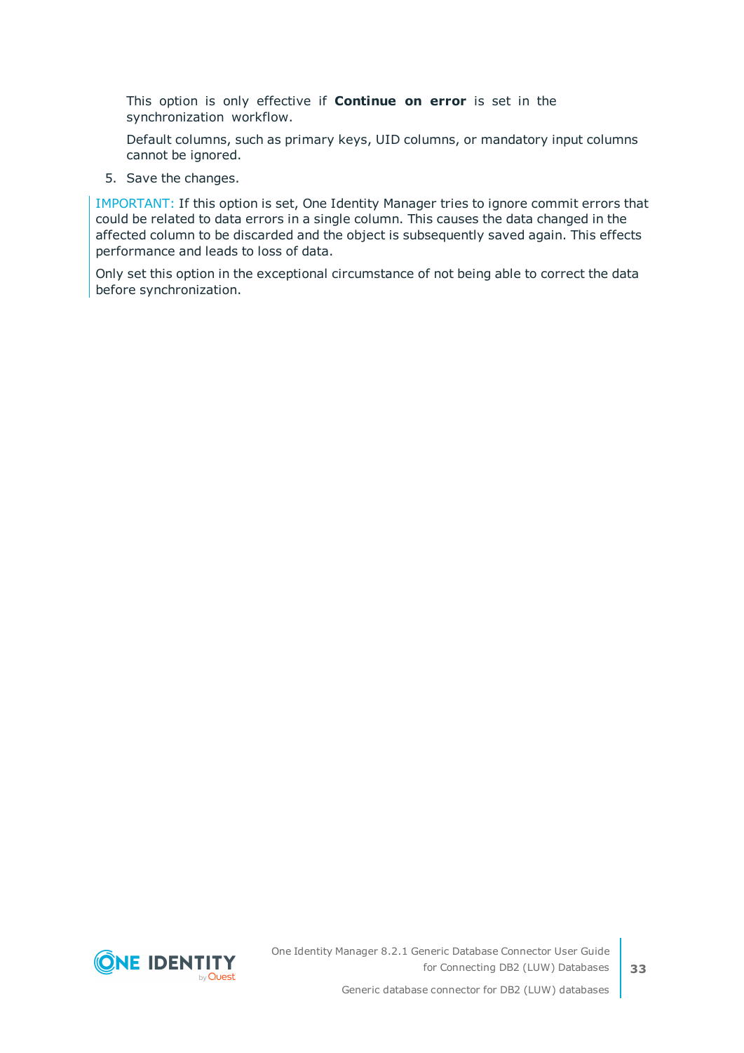This option is only effective if **Continue on error** is set in the synchronization workflow.

Default columns, such as primary keys, UID columns, or mandatory input columns cannot be ignored.

5. Save the changes.

IMPORTANT: If this option is set, One Identity Manager tries to ignore commit errors that could be related to data errors in a single column. This causes the data changed in the affected column to be discarded and the object is subsequently saved again. This effects performance and leads to loss of data.

Only set this option in the exceptional circumstance of not being able to correct the data before synchronization.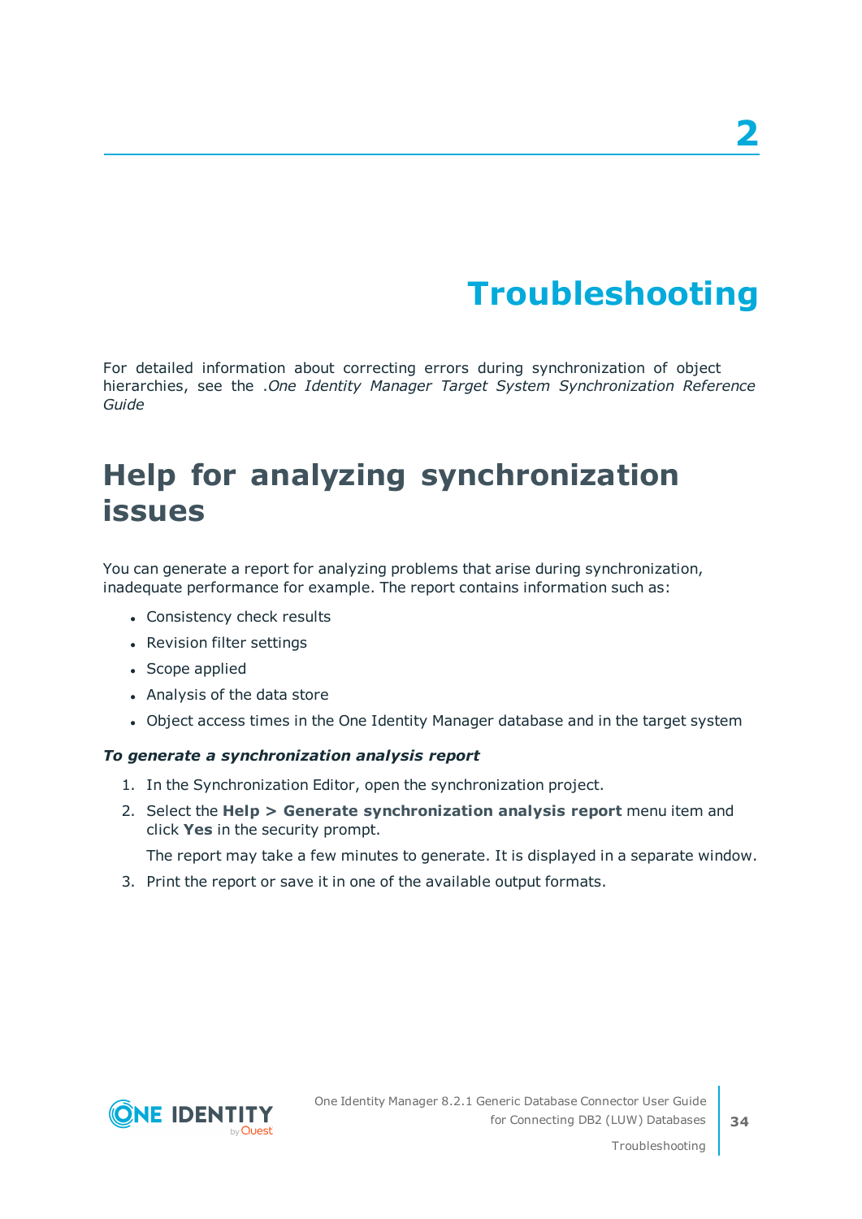# 2

# Troubleshooting

For detailed information about correcting errors during synchronization of object hierarchies, see the .*One Identity Manager Target System Synchronization Reference Guide*

## Help for analyzing synchronization issues

You can generate a report for analyzing problems that arise during synchronization, inadequate performance for example. The report contains information such as:

- Consistency check results
- Revision filter settings
- Scope applied
- Analysis of the data store
- Object access times in the One Identity Manager database and in the target system

***To generate a synchronization analysis report***

1. In the Synchronization Editor, open the synchronization project.
2. Select the **Help > Generate synchronization analysis report** menu item and click **Yes** in the security prompt.

   The report may take a few minutes to generate. It is displayed in a separate window.
3. Print the report or save it in one of the available output formats.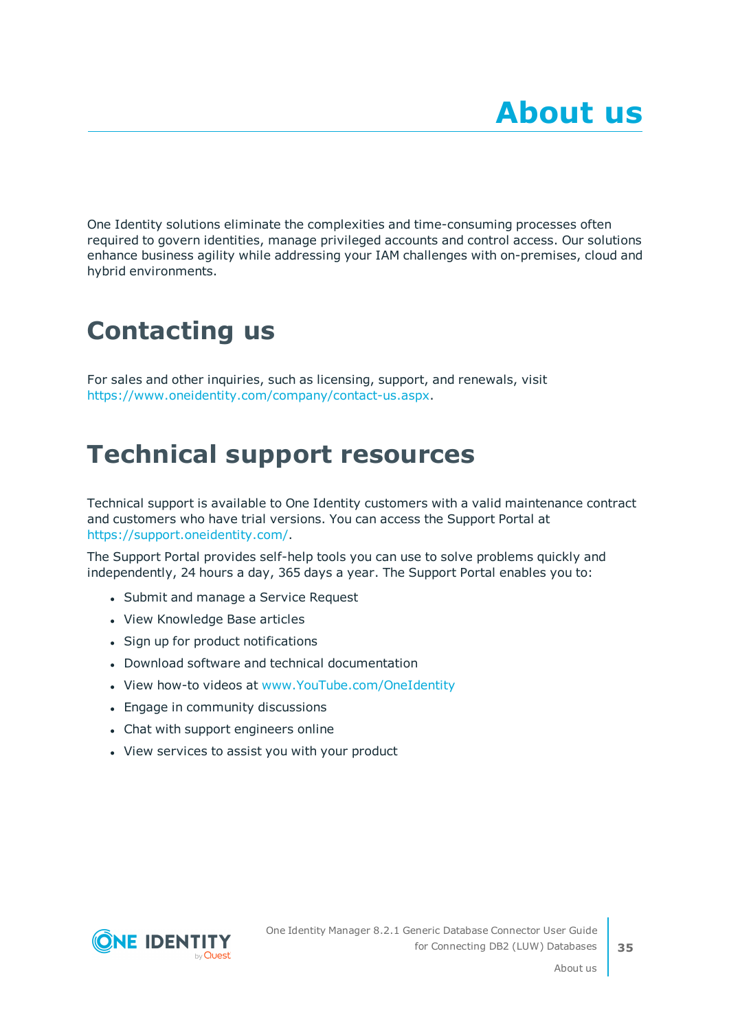# About us

One Identity solutions eliminate the complexities and time-consuming processes often required to govern identities, manage privileged accounts and control access. Our solutions enhance business agility while addressing your IAM challenges with on-premises, cloud and hybrid environments.

## Contacting us

For sales and other inquiries, such as licensing, support, and renewals, visit https://www.oneidentity.com/company/contact-us.aspx.

## Technical support resources

Technical support is available to One Identity customers with a valid maintenance contract and customers who have trial versions. You can access the Support Portal at https://support.oneidentity.com/.

The Support Portal provides self-help tools you can use to solve problems quickly and independently, 24 hours a day, 365 days a year. The Support Portal enables you to:

- Submit and manage a Service Request
- View Knowledge Base articles
- Sign up for product notifications
- Download software and technical documentation
- View how-to videos at www.YouTube.com/OneIdentity
- Engage in community discussions
- Chat with support engineers online
- View services to assist you with your product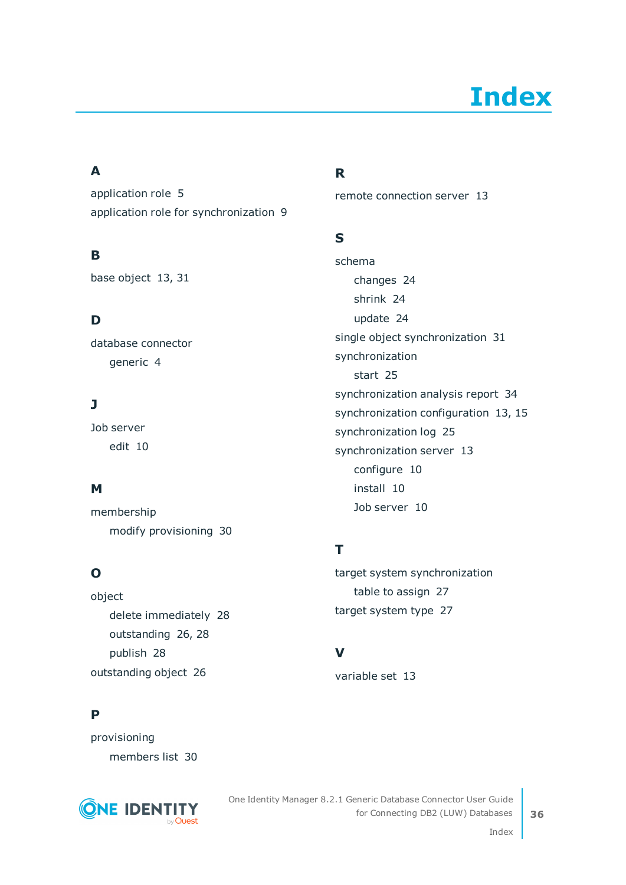# Index

## A

application role 5

application role for synchronization 9

## B

base object 13, 31

## D

database connector

- generic 4

## J

Job server

- edit 10

## M

membership

- modify provisioning 30

## O

object

- delete immediately 28
- outstanding 26, 28
- publish 28

outstanding object 26

## P

provisioning

- members list 30

## R

remote connection server 13

## S

schema

- changes 24
- shrink 24
- update 24

single object synchronization 31

synchronization

- start 25

synchronization analysis report 34

synchronization configuration 13, 15

synchronization log 25

synchronization server 13

- configure 10
- install 10
- Job server 10

## T

target system synchronization

- table to assign 27

target system type 27

## V

variable set 13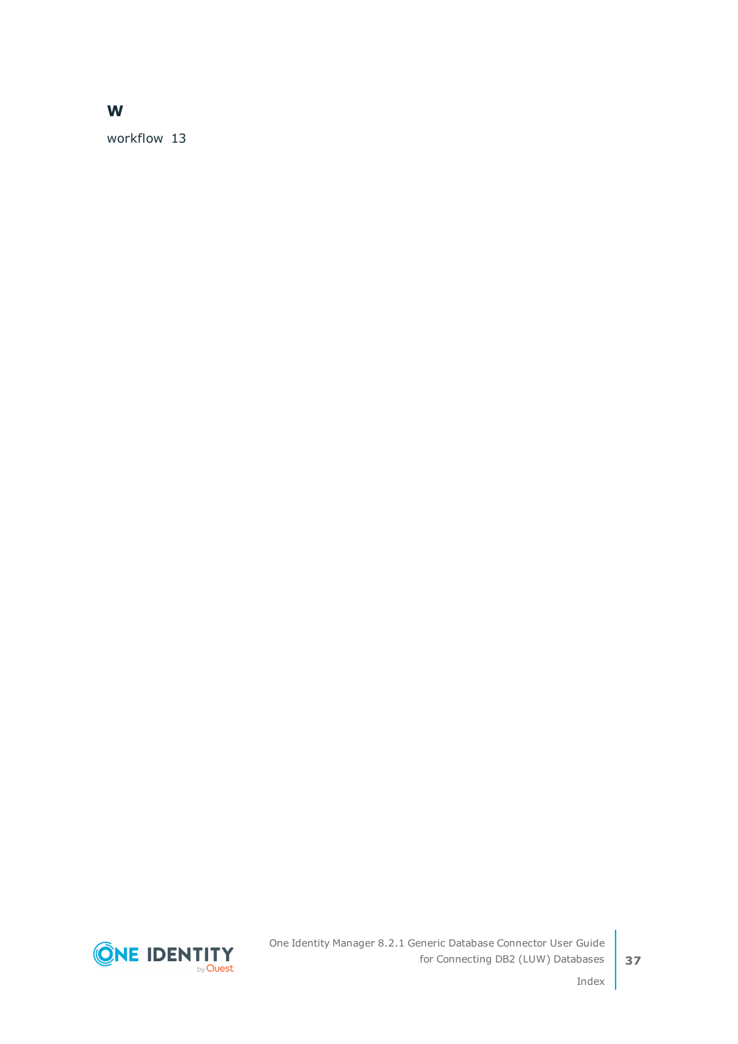**W**

workflow 13